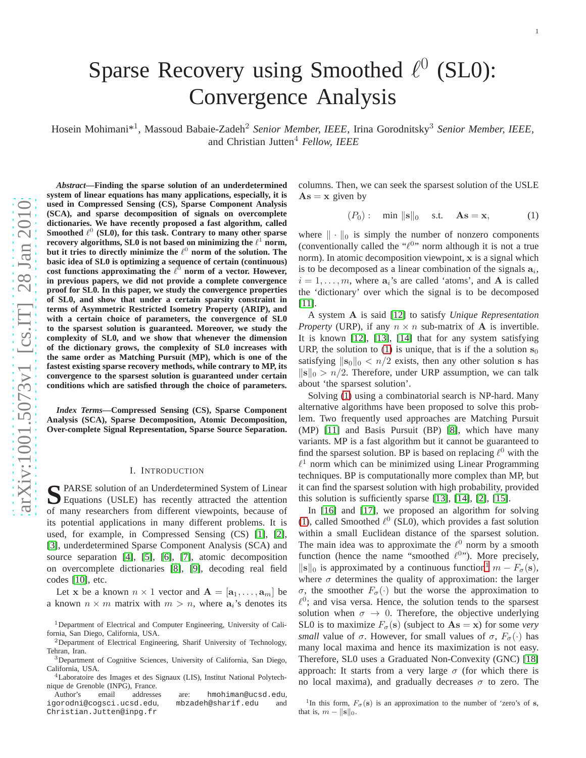# Sparse Recovery using Smoothed $\ell^0$ (SL0): Convergence Analysis

Hosein Mohimani*[1], Massoud Babaie-Zadeh[2] *Senior Member, IEEE*, Irina Gorodnitsky[3] *Senior Member, IEEE*, and Christian Jutten[4] *Fellow, IEEE*

***Abstract*—Finding the sparse solution of an underdetermined system of linear equations has many applications, especially, it is used in Compressed Sensing (CS), Sparse Component Analysis (SCA), and sparse decomposition of signals on overcomplete dictionaries. We have recently proposed a fast algorithm, called Smoothed $\ell^0$ (SL0), for this task. Contrary to many other sparse recovery algorithms, SL0 is not based on minimizing the $\ell^1$ norm, but it tries to directly minimize the $\ell^0$ norm of the solution. The basic idea of SL0 is optimizing a sequence of certain (continuous) cost functions approximating the $\ell^0$ norm of a vector. However, in previous papers, we did not provide a complete convergence proof for SL0. In this paper, we study the convergence properties of SL0, and show that under a certain sparsity constraint in terms of Asymmetric Restricted Isometry Property (ARIP), and with a certain choice of parameters, the convergence of SL0 to the sparsest solution is guaranteed. Moreover, we study the complexity of SL0, and we show that whenever the dimension of the dictionary grows, the complexity of SL0 increases with the same order as Matching Pursuit (MP), which is one of the fastest existing sparse recovery methods, while contrary to MP, its convergence to the sparsest solution is guaranteed under certain conditions which are satisfied through the choice of parameters.**

***Index Terms*—Compressed Sensing (CS), Sparse Component Analysis (SCA), Sparse Decomposition, Atomic Decomposition, Over-complete Signal Representation, Sparse Source Separation.**

## I. Introduction

Sparse solution of an Underdetermined System of Linear Equations (USLE) has recently attracted the attention of many researchers from different viewpoints, because of its potential applications in many different problems. It is used, for example, in Compressed Sensing (CS) [1], [2], [3], underdetermined Sparse Component Analysis (SCA) and source separation [4], [5], [6], [7], atomic decomposition on overcomplete dictionaries [8], [9], decoding real field codes [10], etc.

Let $\mathbf{x}$ be a known $n \times 1$ vector and $\mathbf{A} = [\mathbf{a}_1, \dots, \mathbf{a}_m]$ be a known $n \times m$ matrix with $m > n$, where $\mathbf{a}_i$'s denotes its columns. Then, we can seek the sparsest solution of the USLE $\mathbf{A}\mathbf{s} = \mathbf{x}$ given by

$$(P_0): \quad \min \|\mathbf{s}\|_0 \quad \text{s.t.} \quad \mathbf{A}\mathbf{s} = \mathbf{x}, \tag{1}$$

where $\|\cdot\|_0$ is simply the number of nonzero components (conventionally called the "$\ell^0$" norm although it is not a true norm). In atomic decomposition viewpoint, $\mathbf{x}$ is a signal which is to be decomposed as a linear combination of the signals $\mathbf{a}_i$, $i = 1, \dots, m$, where $\mathbf{a}_i$'s are called 'atoms', and $\mathbf{A}$ is called the 'dictionary' over which the signal is to be decomposed [11].

A system $\mathbf{A}$ is said [12] to satisfy *Unique Representation Property* (URP), if any $n \times n$ sub-matrix of $\mathbf{A}$ is invertible. It is known [12], [13], [14] that for any system satisfying URP, the solution to (1) is unique, that is if the a solution $\mathbf{s}_0$ satisfying $\|\mathbf{s}_0\|_0 < n/2$ exists, then any other solution $\mathbf{s}$ has $\|\mathbf{s}\|_0 > n/2$. Therefore, under URP assumption, we can talk about 'the sparsest solution'.

Solving (1) using a combinatorial search is NP-hard. Many alternative algorithms have been proposed to solve this problem. Two frequently used approaches are Matching Pursuit (MP) [11] and Basis Pursuit (BP) [8], which have many variants. MP is a fast algorithm but it cannot be guaranteed to find the sparsest solution. BP is based on replacing $\ell^0$ with the $\ell^1$ norm which can be minimized using Linear Programming techniques. BP is computationally more complex than MP, but it can find the sparsest solution with high probability, provided this solution is sufficiently sparse [13], [14], [2], [15].

In [16] and [17], we proposed an algorithm for solving (1), called Smoothed $\ell^0$ (SL0), which provides a fast solution within a small Euclidean distance of the sparsest solution. The main idea was to approximate the $\ell^0$ norm by a smooth function (hence the name "smoothed $\ell^0$"). More precisely, $\|\mathbf{s}\|_0$ is approximated by a continuous function[1] $m - F_\sigma(\mathbf{s})$, where $\sigma$ determines the quality of approximation: the larger $\sigma$, the smoother $F_\sigma(\cdot)$ but the worse the approximation to $\ell^0$; and visa versa. Hence, the solution tends to the sparsest solution when $\sigma \to 0$. Therefore, the objective underlying SL0 is to maximize $F_\sigma(\mathbf{s})$ (subject to $\mathbf{A}\mathbf{s} = \mathbf{x}$) for some *very small* value of $\sigma$. However, for small values of $\sigma$, $F_\sigma(\cdot)$ has many local maxima and hence its maximization is not easy. Therefore, SL0 uses a Graduated Non-Convexity (GNC) [18] approach: It starts from a very large $\sigma$ (for which there is no local maxima), and gradually decreases $\sigma$ to zero. The

[1] Department of Electrical and Computer Engineering, University of California, San Diego, California, USA.

[2] Department of Electrical Engineering, Sharif University of Technology, Tehran, Iran.

[3] Department of Cognitive Sciences, University of California, San Diego, California, USA.

[4] Laboratoire des Images et des Signaux (LIS), Institut National Polytechnique de Grenoble (INPG), France.

Author's email addresses are: hmohiman@ucsd.edu, igorodni@cogsci.ucsd.edu, mbzadeh@sharif.edu and Christian.Jutten@inpg.fr

[1] In this form, $F_\sigma(\mathbf{s})$ is an approximation to the number of 'zero's of $\mathbf{s}$, that is, $m - \|\mathbf{s}\|_0$.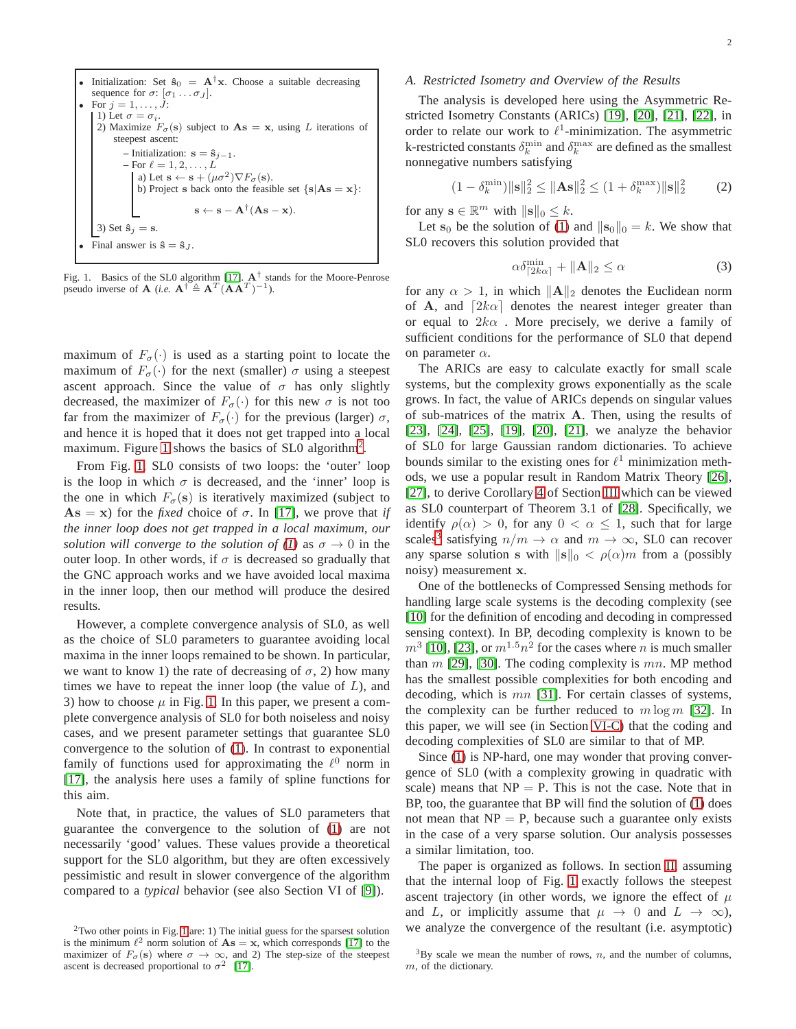- Initialization: Set $\hat{\mathbf{s}}_0 = \mathbf{A}^\dagger \mathbf{x}$. Choose a suitable decreasing sequence for $\sigma$: $[\sigma_1 \ldots \sigma_J]$.
- For $j = 1, \ldots, J$:
  1) Let $\sigma = \sigma_i$.
  2) Maximize $F_\sigma(\mathbf{s})$ subject to $\mathbf{A}\mathbf{s} = \mathbf{x}$, using $L$ iterations of steepest ascent:
     - Initialization: $\mathbf{s} = \hat{\mathbf{s}}_{j-1}$.
     - For $\ell = 1, 2, \ldots, L$
       a) Let $\mathbf{s} \leftarrow \mathbf{s} + (\mu\sigma^2)\nabla F_\sigma(\mathbf{s})$.
       b) Project $\mathbf{s}$ back onto the feasible set $\{\mathbf{s} | \mathbf{A}\mathbf{s} = \mathbf{x}\}$:
       $$\mathbf{s} \leftarrow \mathbf{s} - \mathbf{A}^\dagger(\mathbf{A}\mathbf{s} - \mathbf{x}).$$
  3) Set $\hat{\mathbf{s}}_j = \mathbf{s}$.
- Final answer is $\hat{\mathbf{s}} = \hat{\mathbf{s}}_J$.

Fig. 1. Basics of the SL0 algorithm [17]. $\mathbf{A}^\dagger$ stands for the Moore-Penrose pseudo inverse of $\mathbf{A}$ (*i.e.* $\mathbf{A}^\dagger \triangleq \mathbf{A}^T(\mathbf{A}\mathbf{A}^T)^{-1}$).

maximum of $F_\sigma(\cdot)$ is used as a starting point to locate the maximum of $F_\sigma(\cdot)$ for the next (smaller) $\sigma$ using a steepest ascent approach. Since the value of $\sigma$ has only slightly decreased, the maximizer of $F_\sigma(\cdot)$ for this new $\sigma$ is not too far from the maximizer of $F_\sigma(\cdot)$ for the previous (larger) $\sigma$, and hence it is hoped that it does not get trapped into a local maximum. Figure 1 shows the basics of SL0 algorithm[2].

From Fig. 1, SL0 consists of two loops: the 'outer' loop is the loop in which $\sigma$ is decreased, and the 'inner' loop is the one in which $F_\sigma(\mathbf{s})$ is iteratively maximized (subject to $\mathbf{A}\mathbf{s} = \mathbf{x}$) for the *fixed* choice of $\sigma$. In [17], we prove that *if the inner loop does not get trapped in a local maximum, our solution will converge to the solution of (1)* as $\sigma \to 0$ in the outer loop. In other words, if $\sigma$ is decreased so gradually that the GNC approach works and we have avoided local maxima in the inner loop, then our method will produce the desired results.

However, a complete convergence analysis of SL0, as well as the choice of SL0 parameters to guarantee avoiding local maxima in the inner loops remained to be shown. In particular, we want to know 1) the rate of decreasing of $\sigma$, 2) how many times we have to repeat the inner loop (the value of $L$), and 3) how to choose $\mu$ in Fig. 1. In this paper, we present a complete convergence analysis of SL0 for both noiseless and noisy cases, and we present parameter settings that guarantee SL0 convergence to the solution of (1). In contrast to exponential family of functions used for approximating the $\ell^0$ norm in [17], the analysis here uses a family of spline functions for this aim.

Note that, in practice, the values of SL0 parameters that guarantee the convergence to the solution of (1) are not necessarily 'good' values. These values provide a theoretical support for the SL0 algorithm, but they are often excessively pessimistic and result in slower convergence of the algorithm compared to a *typical* behavior (see also Section VI of [9]).

[2]Two other points in Fig. 1 are: 1) The initial guess for the sparsest solution is the minimum $\ell^2$ norm solution of $\mathbf{A}\mathbf{s} = \mathbf{x}$, which corresponds [17] to the maximizer of $F_\sigma(\mathbf{s})$ where $\sigma \to \infty$, and 2) The step-size of the steepest ascent is decreased proportional to $\sigma^2$ [17].

### A. Restricted Isometry and Overview of the Results

The analysis is developed here using the Asymmetric Restricted Isometry Constants (ARICs) [19], [20], [21], [22], in order to relate our work to $\ell^1$-minimization. The asymmetric k-restricted constants $\delta_k^{\min}$ and $\delta_k^{\max}$ are defined as the smallest nonnegative numbers satisfying

$$(1 - \delta_k^{\min})\|\mathbf{s}\|_2^2 \le \|\mathbf{A}\mathbf{s}\|_2^2 \le (1 + \delta_k^{\max})\|\mathbf{s}\|_2^2 \tag{2}$$

for any $\mathbf{s} \in \mathbb{R}^m$ with $\|\mathbf{s}\|_0 \le k$.

Let $\mathbf{s}_0$ be the solution of (1) and $\|\mathbf{s}_0\|_0 = k$. We show that SL0 recovers this solution provided that

$$\alpha\delta_{\lceil 2k\alpha \rceil}^{\min} + \|\mathbf{A}\|_2 \le \alpha \tag{3}$$

for any $\alpha > 1$, in which $\|\mathbf{A}\|_2$ denotes the Euclidean norm of $\mathbf{A}$, and $\lceil 2k\alpha \rceil$ denotes the nearest integer greater than or equal to $2k\alpha$ . More precisely, we derive a family of sufficient conditions for the performance of SL0 that depend on parameter $\alpha$.

The ARICs are easy to calculate exactly for small scale systems, but the complexity grows exponentially as the scale grows. In fact, the value of ARICs depends on singular values of sub-matrices of the matrix $\mathbf{A}$. Then, using the results of [23], [24], [25], [19], [20], [21], we analyze the behavior of SL0 for large Gaussian random dictionaries. To achieve bounds similar to the existing ones for $\ell^1$ minimization methods, we use a popular result in Random Matrix Theory [26], [27], to derive Corollary 4 of Section III which can be viewed as SL0 counterpart of Theorem 3.1 of [28]. Specifically, we identify $\rho(\alpha) > 0$, for any $0 < \alpha \le 1$, such that for large scales[3] satisfying $n/m \to \alpha$ and $m \to \infty$, SL0 can recover any sparse solution $\mathbf{s}$ with $\|\mathbf{s}\|_0 < \rho(\alpha)m$ from a (possibly noisy) measurement $\mathbf{x}$.

One of the bottlenecks of Compressed Sensing methods for handling large scale systems is the decoding complexity (see [10] for the definition of encoding and decoding in compressed sensing context). In BP, decoding complexity is known to be $m^3$ [10], [23], or $m^{1.5}n^2$ for the cases where $n$ is much smaller than $m$ [29], [30]. The coding complexity is $mn$. MP method has the smallest possible complexities for both encoding and decoding, which is $mn$ [31]. For certain classes of systems, the complexity can be further reduced to $m \log m$ [32]. In this paper, we will see (in Section VI-C) that the coding and decoding complexities of SL0 are similar to that of MP.

Since (1) is NP-hard, one may wonder that proving convergence of SL0 (with a complexity growing in quadratic with scale) means that NP = P. This is not the case. Note that in BP, too, the guarantee that BP will find the solution of (1) does not mean that NP = P, because such a guarantee only exists in the case of a very sparse solution. Our analysis possesses a similar limitation, too.

The paper is organized as follows. In section II, assuming that the internal loop of Fig. 1 exactly follows the steepest ascent trajectory (in other words, we ignore the effect of $\mu$ and $L$, or implicitly assume that $\mu \to 0$ and $L \to \infty$), we analyze the convergence of the resultant (i.e. asymptotic)

[3]By scale we mean the number of rows, $n$, and the number of columns, $m$, of the dictionary.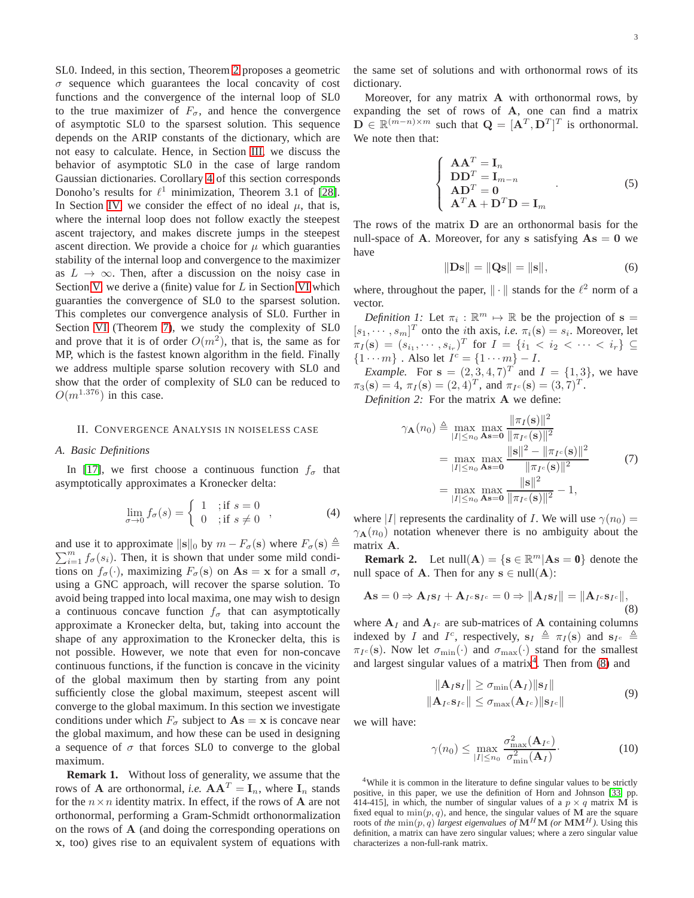SL0. Indeed, in this section, Theorem 2 proposes a geometric $\sigma$ sequence which guarantees the local concavity of cost functions and the convergence of the internal loop of SL0 to the true maximizer of $F_\sigma$, and hence the convergence of asymptotic SL0 to the sparsest solution. This sequence depends on the ARIP constants of the dictionary, which are not easy to calculate. Hence, in Section III, we discuss the behavior of asymptotic SL0 in the case of large random Gaussian dictionaries. Corollary 4 of this section corresponds Donoho's results for $\ell^1$ minimization, Theorem 3.1 of [28]. In Section IV, we consider the effect of no ideal $\mu$, that is, where the internal loop does not follow exactly the steepest ascent trajectory, and makes discrete jumps in the steepest ascent direction. We provide a choice for $\mu$ which guaranties stability of the internal loop and convergence to the maximizer as $L \to \infty$. Then, after a discussion on the noisy case in Section V, we derive a (finite) value for $L$ in Section VI which guaranties the convergence of SL0 to the sparsest solution. This completes our convergence analysis of SL0. Further in Section VI (Theorem 7), we study the complexity of SL0 and prove that it is of order $O(m^2)$, that is, the same as for MP, which is the fastest known algorithm in the field. Finally we address multiple sparse solution recovery with SL0 and show that the order of complexity of SL0 can be reduced to $O(m^{1.376})$ in this case.

## II. Convergence Analysis in Noiseless Case

### A. Basic Definitions

In [17], we first choose a continuous function $f_\sigma$ that asymptotically approximates a Kronecker delta:

$$\lim_{\sigma \to 0} f_\sigma(s) = \begin{cases} 1 & ;\text{if } s = 0 \\ 0 & ;\text{if } s \neq 0 \end{cases}, \tag{4}$$

and use it to approximate $\|\mathbf{s}\|_0$ by $m - F_\sigma(\mathbf{s})$ where $F_\sigma(\mathbf{s}) \triangleq \sum_{i=1}^{m} f_\sigma(s_i)$. Then, it is shown that under some mild conditions on $f_\sigma(\cdot)$, maximizing $F_\sigma(\mathbf{s})$ on $\mathbf{As} = \mathbf{x}$ for a small $\sigma$, using a GNC approach, will recover the sparse solution. To avoid being trapped into local maxima, one may wish to design a continuous concave function $f_\sigma$ that can asymptotically approximate a Kronecker delta, but, taking into account the shape of any approximation to the Kronecker delta, this is not possible. However, we note that even for non-concave continuous functions, if the function is concave in the vicinity of the global maximum then by starting from any point sufficiently close the global maximum, steepest ascent will converge to the global maximum. In this section we investigate conditions under which $F_\sigma$ subject to $\mathbf{As} = \mathbf{x}$ is concave near the global maximum, and how these can be used in designing a sequence of $\sigma$ that forces SL0 to converge to the global maximum.

**Remark 1.** Without loss of generality, we assume that the rows of $\mathbf{A}$ are orthonormal, *i.e.* $\mathbf{AA}^T = \mathbf{I}_n$, where $\mathbf{I}_n$ stands for the $n \times n$ identity matrix. In effect, if the rows of $\mathbf{A}$ are not orthonormal, performing a Gram-Schmidt orthonormalization on the rows of $\mathbf{A}$ (and doing the corresponding operations on $\mathbf{x}$, too) gives rise to an equivalent system of equations with the same set of solutions and with orthonormal rows of its dictionary.

Moreover, for any matrix $\mathbf{A}$ with orthonormal rows, by expanding the set of rows of $\mathbf{A}$, one can find a matrix $\mathbf{D} \in \mathbb{R}^{(m-n)\times m}$ such that $\mathbf{Q} = [\mathbf{A}^T, \mathbf{D}^T]^T$ is orthonormal. We note then that:

$$\begin{cases} \mathbf{AA}^T = \mathbf{I}_n \\ \mathbf{DD}^T = \mathbf{I}_{m-n} \\ \mathbf{AD}^T = \mathbf{0} \\ \mathbf{A}^T\mathbf{A} + \mathbf{D}^T\mathbf{D} = \mathbf{I}_m \end{cases}. \tag{5}$$

The rows of the matrix $\mathbf{D}$ are an orthonormal basis for the null-space of $\mathbf{A}$. Moreover, for any $\mathbf{s}$ satisfying $\mathbf{As} = \mathbf{0}$ we have

$$\|\mathbf{Ds}\| = \|\mathbf{Qs}\| = \|\mathbf{s}\|, \tag{6}$$

where, throughout the paper, $\|\cdot\|$ stands for the $\ell^2$ norm of a vector.

*Definition 1:* Let $\pi_i : \mathbb{R}^m \mapsto \mathbb{R}$ be the projection of $\mathbf{s} = [s_1, \cdots, s_m]^T$ onto the $i$th axis, *i.e.* $\pi_i(\mathbf{s}) = s_i$. Moreover, let $\pi_I(\mathbf{s}) = (s_{i_1}, \cdots, s_{i_r})^T$ for $I = \{i_1 < i_2 < \cdots < i_r\} \subseteq \{1 \cdots m\}$ . Also let $I^c = \{1 \cdots m\} - I$.

*Example.* For $\mathbf{s} = (2, 3, 4, 7)^T$ and $I = \{1, 3\}$, we have $\pi_3(\mathbf{s}) = 4$, $\pi_I(\mathbf{s}) = (2, 4)^T$, and $\pi_{I^c}(\mathbf{s}) = (3, 7)^T$.

*Definition 2:* For the matrix $\mathbf{A}$ we define:

$$\begin{aligned} \gamma_{\mathbf{A}}(n_0) &\triangleq \max_{|I|\le n_0} \max_{\mathbf{As}=\mathbf{0}} \frac{\|\pi_I(\mathbf{s})\|^2}{\|\pi_{I^c}(\mathbf{s})\|^2} \\ &= \max_{|I|\le n_0} \max_{\mathbf{As}=\mathbf{0}} \frac{\|\mathbf{s}\|^2 - \|\pi_{I^c}(\mathbf{s})\|^2}{\|\pi_{I^c}(\mathbf{s})\|^2} \\ &= \max_{|I|\le n_0} \max_{\mathbf{As}=\mathbf{0}} \frac{\|\mathbf{s}\|^2}{\|\pi_{I^c}(\mathbf{s})\|^2} - 1, \end{aligned} \tag{7}$$

where $|I|$ represents the cardinality of $I$. We will use $\gamma(n_0) = \gamma_{\mathbf{A}}(n_0)$ notation whenever there is no ambiguity about the matrix $\mathbf{A}$.

**Remark 2.** Let $\text{null}(\mathbf{A}) = \{\mathbf{s} \in \mathbb{R}^m | \mathbf{As} = \mathbf{0}\}$ denote the null space of $\mathbf{A}$. Then for any $\mathbf{s} \in \text{null}(\mathbf{A})$:

$$\mathbf{As} = 0 \Rightarrow \mathbf{A}_I\mathbf{s}_I + \mathbf{A}_{I^c}\mathbf{s}_{I^c} = 0 \Rightarrow \|\mathbf{A}_I\mathbf{s}_I\| = \|\mathbf{A}_{I^c}\mathbf{s}_{I^c}\|, \tag{8}$$

where $\mathbf{A}_I$ and $\mathbf{A}_{I^c}$ are sub-matrices of $\mathbf{A}$ containing columns indexed by $I$ and $I^c$, respectively, $\mathbf{s}_I \triangleq \pi_I(\mathbf{s})$ and $\mathbf{s}_{I^c} \triangleq \pi_{I^c}(\mathbf{s})$. Now let $\sigma_{\min}(\cdot)$ and $\sigma_{\max}(\cdot)$ stand for the smallest and largest singular values of a matrix[4]. Then from (8) and

$$\begin{aligned} \|\mathbf{A}_I\mathbf{s}_I\| &\ge \sigma_{\min}(\mathbf{A}_I)\|\mathbf{s}_I\| \\ \|\mathbf{A}_{I^c}\mathbf{s}_{I^c}\| &\le \sigma_{\max}(\mathbf{A}_{I^c})\|\mathbf{s}_{I^c}\| \end{aligned} \tag{9}$$

we will have:

$$\gamma(n_0) \le \max_{|I|\le n_0} \frac{\sigma^2_{\max}(\mathbf{A}_{I^c})}{\sigma^2_{\min}(\mathbf{A}_I)}. \tag{10}$$

[4] While it is common in the literature to define singular values to be strictly positive, in this paper, we use the definition of Horn and Johnson [33, pp. 414-415], in which, the number of singular values of a $p \times q$ matrix $\mathbf{M}$ is fixed equal to $\min(p, q)$, and hence, the singular values of $\mathbf{M}$ are the square roots of *the* $\min(p, q)$ *largest eigenvalues of* $\mathbf{M}^H\mathbf{M}$ *(or* $\mathbf{MM}^H$*)*. Using this definition, a matrix can have zero singular values; where a zero singular value characterizes a non-full-rank matrix.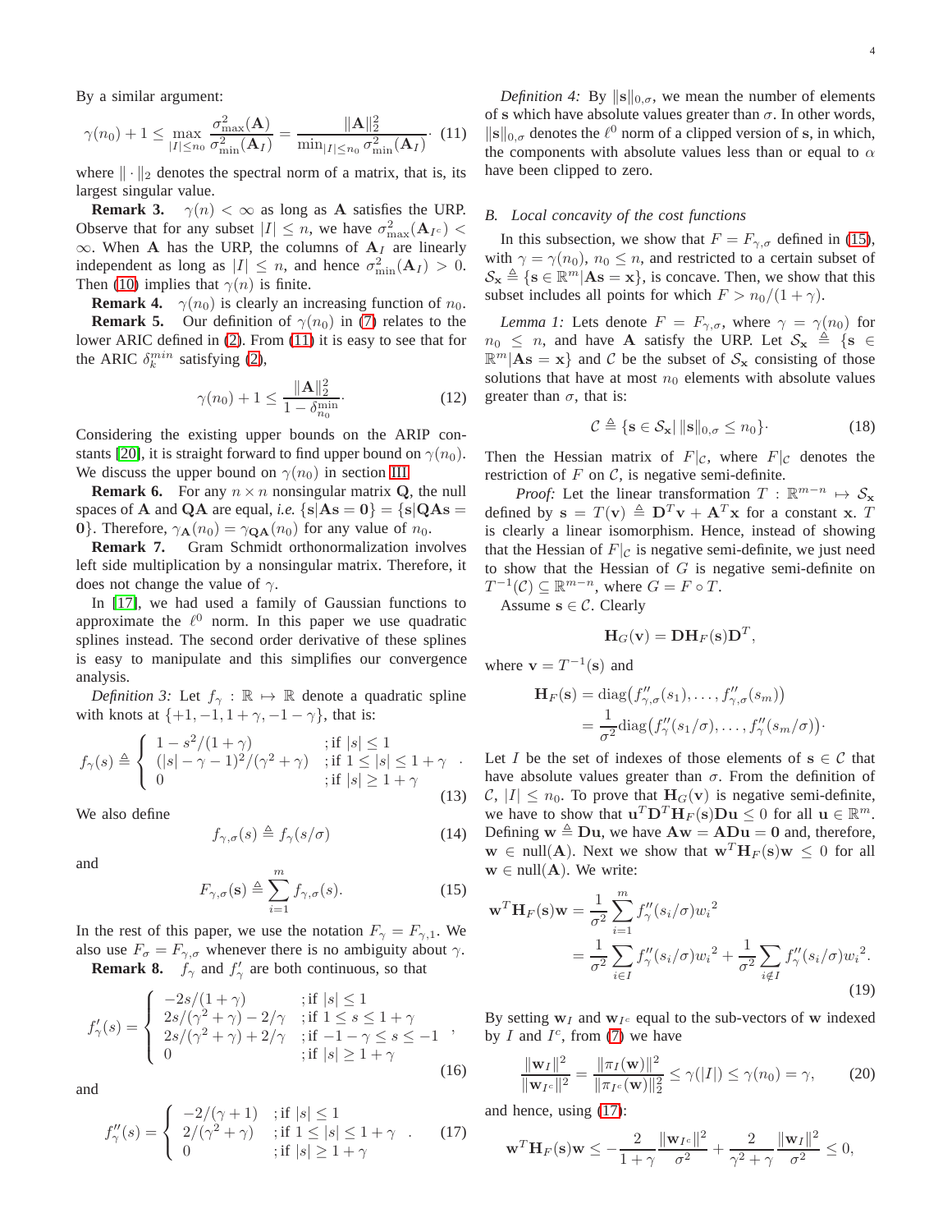By a similar argument:

$$\gamma(n_0) + 1 \leq \max_{|I| \leq n_0} \frac{\sigma^2_{\max}(\mathbf{A})}{\sigma^2_{\min}(\mathbf{A}_I)} = \frac{\|\mathbf{A}\|_2^2}{\min_{|I| \leq n_0} \sigma^2_{\min}(\mathbf{A}_I)}. \quad (11)$$

where $\|\cdot\|_2$ denotes the spectral norm of a matrix, that is, its largest singular value.

**Remark 3.** $\gamma(n) < \infty$ as long as $\mathbf{A}$ satisfies the URP. Observe that for any subset $|I| \leq n$, we have $\sigma^2_{\max}(\mathbf{A}_{I^c}) < \infty$. When $\mathbf{A}$ has the URP, the columns of $\mathbf{A}_I$ are linearly independent as long as $|I| \leq n$, and hence $\sigma^2_{\min}(\mathbf{A}_I) > 0$. Then (10) implies that $\gamma(n)$ is finite.

**Remark 4.** $\gamma(n_0)$ is clearly an increasing function of $n_0$.

**Remark 5.** Our definition of $\gamma(n_0)$ in (7) relates to the lower ARIC defined in (2). From (11) it is easy to see that for the ARIC $\delta_k^{min}$ satisfying (2),

$$\gamma(n_0) + 1 \leq \frac{\|\mathbf{A}\|_2^2}{1 - \delta_{n_0}^{\min}}. \quad (12)$$

Considering the existing upper bounds on the ARIP constants [20], it is straight forward to find upper bound on $\gamma(n_0)$. We discuss the upper bound on $\gamma(n_0)$ in section III.

**Remark 6.** For any $n \times n$ nonsingular matrix $\mathbf{Q}$, the null spaces of $\mathbf{A}$ and $\mathbf{QA}$ are equal, *i.e.* $\{\mathbf{s}|\mathbf{As} = \mathbf{0}\} = \{\mathbf{s}|\mathbf{QAs} = \mathbf{0}\}$. Therefore, $\gamma_{\mathbf{A}}(n_0) = \gamma_{\mathbf{QA}}(n_0)$ for any value of $n_0$.

**Remark 7.** Gram Schmidt orthonormalization involves left side multiplication by a nonsingular matrix. Therefore, it does not change the value of $\gamma$.

In [17], we had used a family of Gaussian functions to approximate the $\ell^0$ norm. In this paper we use quadratic splines instead. The second order derivative of these splines is easy to manipulate and this simplifies our convergence analysis.

*Definition 3:* Let $f_\gamma : \mathbb{R} \mapsto \mathbb{R}$ denote a quadratic spline with knots at $\{+1, -1, 1+\gamma, -1-\gamma\}$, that is:

$$f_\gamma(s) \triangleq \begin{cases} 1 - s^2/(1+\gamma) & ;\text{if } |s| \leq 1 \\ (|s| - \gamma - 1)^2/(\gamma^2 + \gamma) & ;\text{if } 1 \leq |s| \leq 1+\gamma \\ 0 & ;\text{if } |s| \geq 1+\gamma \end{cases}. \quad (13)$$

We also define

$$f_{\gamma,\sigma}(s) \triangleq f_\gamma(s/\sigma) \quad (14)$$

and

$$F_{\gamma,\sigma}(\mathbf{s}) \triangleq \sum_{i=1}^{m} f_{\gamma,\sigma}(s). \quad (15)$$

In the rest of this paper, we use the notation $F_\gamma = F_{\gamma,1}$. We also use $F_\sigma = F_{\gamma,\sigma}$ whenever there is no ambiguity about $\gamma$.

**Remark 8.** $f_\gamma$ and $f'_\gamma$ are both continuous, so that

$$f'_\gamma(s) = \begin{cases} -2s/(1+\gamma) & ;\text{if } |s| \leq 1 \\ 2s/(\gamma^2+\gamma) - 2/\gamma & ;\text{if } 1 \leq s \leq 1+\gamma \\ 2s/(\gamma^2+\gamma) + 2/\gamma & ;\text{if } -1-\gamma \leq s \leq -1 \\ 0 & ;\text{if } |s| \geq 1+\gamma \end{cases}, \quad (16)$$

and

$$f''_\gamma(s) = \begin{cases} -2/(\gamma+1) & ;\text{if } |s| \leq 1 \\ 2/(\gamma^2+\gamma) & ;\text{if } 1 \leq |s| \leq 1+\gamma \\ 0 & ;\text{if } |s| \geq 1+\gamma \end{cases}. \quad (17)$$

*Definition 4:* By $\|\mathbf{s}\|_{0,\sigma}$, we mean the number of elements of $\mathbf{s}$ which have absolute values greater than $\sigma$. In other words, $\|\mathbf{s}\|_{0,\sigma}$ denotes the $\ell^0$ norm of a clipped version of $\mathbf{s}$, in which, the components with absolute values less than or equal to $\alpha$ have been clipped to zero.

### B. Local concavity of the cost functions

In this subsection, we show that $F = F_{\gamma,\sigma}$ defined in (15), with $\gamma = \gamma(n_0)$, $n_0 \leq n$, and restricted to a certain subset of $\mathcal{S}_\mathbf{x} \triangleq \{\mathbf{s} \in \mathbb{R}^m | \mathbf{As} = \mathbf{x}\}$, is concave. Then, we show that this subset includes all points for which $F > n_0/(1+\gamma)$.

*Lemma 1:* Lets denote $F = F_{\gamma,\sigma}$, where $\gamma = \gamma(n_0)$ for $n_0 \leq n$, and have $\mathbf{A}$ satisfy the URP. Let $\mathcal{S}_\mathbf{x} \triangleq \{\mathbf{s} \in \mathbb{R}^m | \mathbf{As} = \mathbf{x}\}$ and $\mathcal{C}$ be the subset of $\mathcal{S}_\mathbf{x}$ consisting of those solutions that have at most $n_0$ elements with absolute values greater than $\sigma$, that is:

$$\mathcal{C} \triangleq \{\mathbf{s} \in \mathcal{S}_\mathbf{x} | \, \|\mathbf{s}\|_{0,\sigma} \leq n_0\}. \quad (18)$$

Then the Hessian matrix of $F|_\mathcal{C}$, where $F|_\mathcal{C}$ denotes the restriction of $F$ on $\mathcal{C}$, is negative semi-definite.

*Proof:* Let the linear transformation $T : \mathbb{R}^{m-n} \mapsto \mathcal{S}_\mathbf{x}$ defined by $\mathbf{s} = T(\mathbf{v}) \triangleq \mathbf{D}^T\mathbf{v} + \mathbf{A}^T\mathbf{x}$ for a constant $\mathbf{x}$. $T$ is clearly a linear isomorphism. Hence, instead of showing that the Hessian of $F|_\mathcal{C}$ is negative semi-definite, we just need to show that the Hessian of $G$ is negative semi-definite on $T^{-1}(\mathcal{C}) \subseteq \mathbb{R}^{m-n}$, where $G = F \circ T$.

Assume $\mathbf{s} \in \mathcal{C}$. Clearly

$$\mathbf{H}_G(\mathbf{v}) = \mathbf{D}\mathbf{H}_F(\mathbf{s})\mathbf{D}^T,$$

where $\mathbf{v} = T^{-1}(\mathbf{s})$ and

$$\begin{aligned}\mathbf{H}_F(\mathbf{s}) &= \text{diag}\big(f''_{\gamma,\sigma}(s_1), \ldots, f''_{\gamma,\sigma}(s_m)\big) \\ &= \frac{1}{\sigma^2}\text{diag}\big(f''_\gamma(s_1/\sigma), \ldots, f''_\gamma(s_m/\sigma)\big).\end{aligned}$$

Let $I$ be the set of indexes of those elements of $\mathbf{s} \in \mathcal{C}$ that have absolute values greater than $\sigma$. From the definition of $\mathcal{C}$, $|I| \leq n_0$. To prove that $\mathbf{H}_G(\mathbf{v})$ is negative semi-definite, we have to show that $\mathbf{u}^T\mathbf{D}^T\mathbf{H}_F(\mathbf{s})\mathbf{Du} \leq 0$ for all $\mathbf{u} \in \mathbb{R}^m$. Defining $\mathbf{w} \triangleq \mathbf{Du}$, we have $\mathbf{Aw} = \mathbf{ADu} = \mathbf{0}$ and, therefore, $\mathbf{w} \in \text{null}(\mathbf{A})$. Next we show that $\mathbf{w}^T\mathbf{H}_F(\mathbf{s})\mathbf{w} \leq 0$ for all $\mathbf{w} \in \text{null}(\mathbf{A})$. We write:

$$\begin{aligned}\mathbf{w}^T\mathbf{H}_F(\mathbf{s})\mathbf{w} &= \frac{1}{\sigma^2}\sum_{i=1}^{m} f''_\gamma(s_i/\sigma){w_i}^2 \\ &= \frac{1}{\sigma^2}\sum_{i \in I} f''_\gamma(s_i/\sigma){w_i}^2 + \frac{1}{\sigma^2}\sum_{i \notin I} f''_\gamma(s_i/\sigma){w_i}^2.\end{aligned} \quad (19)$$

By setting $\mathbf{w}_I$ and $\mathbf{w}_{I^c}$ equal to the sub-vectors of $\mathbf{w}$ indexed by $I$ and $I^c$, from (7) we have

$$\frac{\|\mathbf{w}_I\|^2}{\|\mathbf{w}_{I^c}\|^2} = \frac{\|\pi_I(\mathbf{w})\|^2}{\|\pi_{I^c}(\mathbf{w})\|_2^2} \leq \gamma(|I|) \leq \gamma(n_0) = \gamma, \quad (20)$$

and hence, using (17):

$$\mathbf{w}^T\mathbf{H}_F(\mathbf{s})\mathbf{w} \leq -\frac{2}{1+\gamma}\frac{\|\mathbf{w}_{I^c}\|^2}{\sigma^2} + \frac{2}{\gamma^2+\gamma}\frac{\|\mathbf{w}_I\|^2}{\sigma^2} \leq 0,$$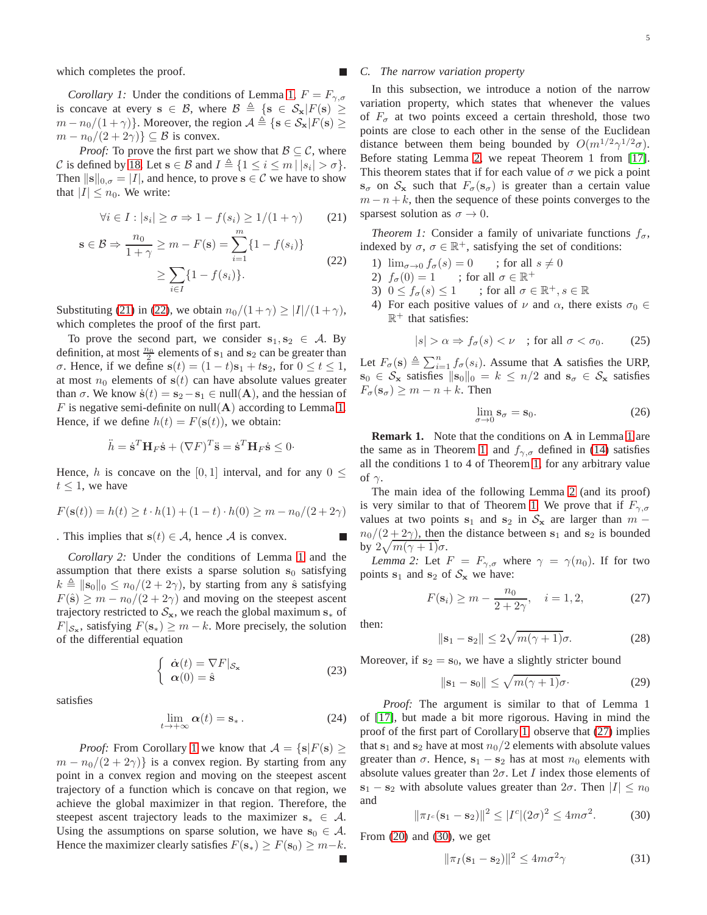which completes the proof. ∎

*Corollary 1:* Under the conditions of Lemma 1, $F = F_{\gamma,\sigma}$ is concave at every $\mathbf{s} \in \mathcal{B}$, where $\mathcal{B} \triangleq \{\mathbf{s} \in \mathcal{S}_{\mathbf{x}} | F(\mathbf{s}) \geq m - n_0/(1+\gamma)\}$. Moreover, the region $\mathcal{A} \triangleq \{\mathbf{s} \in \mathcal{S}_{\mathbf{x}} | F(\mathbf{s}) \geq m - n_0/(2+2\gamma)\} \subseteq \mathcal{B}$ is convex.

*Proof:* To prove the first part we show that $\mathcal{B} \subseteq \mathcal{C}$, where $\mathcal{C}$ is defined by 18. Let $\mathbf{s} \in \mathcal{B}$ and $I \triangleq \{1 \leq i \leq m \,|\, |s_i| > \sigma\}$. Then $\|\mathbf{s}\|_{0,\sigma} = |I|$, and hence, to prove $\mathbf{s} \in \mathcal{C}$ we have to show that $|I| \leq n_0$. We write:

$$\forall i \in I : |s_i| \geq \sigma \Rightarrow 1 - f(s_i) \geq 1/(1+\gamma) \qquad (21)$$

$$\begin{aligned} \mathbf{s} \in \mathcal{B} \Rightarrow \frac{n_0}{1+\gamma} &\geq m - F(\mathbf{s}) = \sum_{i=1}^{m} \{1 - f(s_i)\} \\ &\geq \sum_{i \in I} \{1 - f(s_i)\}. \end{aligned} \qquad (22)$$

Substituting (21) in (22), we obtain $n_0/(1+\gamma) \geq |I|/(1+\gamma)$, which completes the proof of the first part.

To prove the second part, we consider $\mathbf{s}_1, \mathbf{s}_2 \in \mathcal{A}$. By definition, at most $\frac{n_0}{2}$ elements of $\mathbf{s}_1$ and $\mathbf{s}_2$ can be greater than $\sigma$. Hence, if we define $\mathbf{s}(t) = (1-t)\mathbf{s}_1 + t\mathbf{s}_2$, for $0 \leq t \leq 1$, at most $n_0$ elements of $\mathbf{s}(t)$ can have absolute values greater than $\sigma$. We know $\dot{\mathbf{s}}(t) = \mathbf{s}_2 - \mathbf{s}_1 \in \text{null}(\mathbf{A})$, and the hessian of $F$ is negative semi-definite on $\text{null}(\mathbf{A})$ according to Lemma 1. Hence, if we define $h(t) = F(\mathbf{s}(t))$, we obtain:

$$\ddot{h} = \dot{\mathbf{s}}^T \mathbf{H}_F \dot{\mathbf{s}} + (\nabla F)^T \ddot{\mathbf{s}} = \dot{\mathbf{s}}^T \mathbf{H}_F \dot{\mathbf{s}} \leq 0\cdot$$

Hence, $h$ is concave on the $[0,1]$ interval, and for any $0 \leq t \leq 1$, we have

$$F(\mathbf{s}(t)) = h(t) \geq t \cdot h(1) + (1-t) \cdot h(0) \geq m - n_0/(2+2\gamma)$$

. This implies that $\mathbf{s}(t) \in \mathcal{A}$, hence $\mathcal{A}$ is convex. ∎

*Corollary 2:* Under the conditions of Lemma 1 and the assumption that there exists a sparse solution $\mathbf{s}_0$ satisfying $k \triangleq \|\mathbf{s}_0\|_0 \leq n_0/(2+2\gamma)$, by starting from any $\hat{\mathbf{s}}$ satisfying $F(\hat{\mathbf{s}}) \geq m - n_0/(2+2\gamma)$ and moving on the steepest ascent trajectory restricted to $\mathcal{S}_{\mathbf{x}}$, we reach the global maximum $\mathbf{s}_*$ of $F|_{\mathcal{S}_{\mathbf{x}}}$, satisfying $F(\mathbf{s}_*) \geq m - k$. More precisely, the solution of the differential equation

$$\begin{cases} \dot{\boldsymbol{\alpha}}(t) = \nabla F|_{\mathcal{S}_{\mathbf{x}}} \\ \boldsymbol{\alpha}(0) = \hat{\mathbf{s}} \end{cases} \qquad (23)$$

satisfies

$$\lim_{t \to +\infty} \boldsymbol{\alpha}(t) = \mathbf{s}_*\,. \qquad (24)$$

*Proof:* From Corollary 1 we know that $\mathcal{A} = \{\mathbf{s} | F(\mathbf{s}) \geq m - n_0/(2+2\gamma)\}$ is a convex region. By starting from any point in a convex region and moving on the steepest ascent trajectory of a function which is concave on that region, we achieve the global maximizer in that region. Therefore, the steepest ascent trajectory leads to the maximizer $\mathbf{s}_* \in \mathcal{A}$. Using the assumptions on sparse solution, we have $\mathbf{s}_0 \in \mathcal{A}$. Hence the maximizer clearly satisfies $F(\mathbf{s}_*) \geq F(\mathbf{s}_0) \geq m-k$. ∎

### C. The narrow variation property

In this subsection, we introduce a notion of the narrow variation property, which states that whenever the values of $F_\sigma$ at two points exceed a certain threshold, those two points are close to each other in the sense of the Euclidean distance between them being bounded by $O(m^{1/2}\gamma^{1/2}\sigma)$. Before stating Lemma 2, we repeat Theorem 1 from [17]. This theorem states that if for each value of $\sigma$ we pick a point $\mathbf{s}_\sigma$ on $\mathcal{S}_{\mathbf{x}}$ such that $F_\sigma(\mathbf{s}_\sigma)$ is greater than a certain value $m - n + k$, then the sequence of these points converges to the sparsest solution as $\sigma \to 0$.

*Theorem 1:* Consider a family of univariate functions $f_\sigma$, indexed by $\sigma$, $\sigma \in \mathbb{R}^+$, satisfying the set of conditions:

1) $\lim_{\sigma \to 0} f_\sigma(s) = 0$ ; for all $s \neq 0$
2) $f_\sigma(0) = 1$ ; for all $\sigma \in \mathbb{R}^+$
3) $0 \leq f_\sigma(s) \leq 1$ ; for all $\sigma \in \mathbb{R}^+, s \in \mathbb{R}$
4) For each positive values of $\nu$ and $\alpha$, there exists $\sigma_0 \in \mathbb{R}^+$ that satisfies:

$$|s| > \alpha \Rightarrow f_\sigma(s) < \nu \quad ; \text{for all } \sigma < \sigma_0. \qquad (25)$$

Let $F_\sigma(\mathbf{s}) \triangleq \sum_{i=1}^{n} f_\sigma(s_i)$. Assume that $\mathbf{A}$ satisfies the URP, $\mathbf{s}_0 \in \mathcal{S}_{\mathbf{x}}$ satisfies $\|\mathbf{s}_0\|_0 = k \leq n/2$ and $\mathbf{s}_\sigma \in \mathcal{S}_{\mathbf{x}}$ satisfies $F_\sigma(\mathbf{s}_\sigma) \geq m - n + k$. Then

$$\lim_{\sigma \to 0} \mathbf{s}_\sigma = \mathbf{s}_0. \qquad (26)$$

**Remark 1.** Note that the conditions on $\mathbf{A}$ in Lemma 1 are the same as in Theorem 1, and $f_{\gamma,\sigma}$ defined in (14) satisfies all the conditions 1 to 4 of Theorem 1, for any arbitrary value of $\gamma$.

The main idea of the following Lemma 2 (and its proof) is very similar to that of Theorem 1. We prove that if $F_{\gamma,\sigma}$ values at two points $\mathbf{s}_1$ and $\mathbf{s}_2$ in $\mathcal{S}_{\mathbf{x}}$ are larger than $m - n_0/(2+2\gamma)$, then the distance between $\mathbf{s}_1$ and $\mathbf{s}_2$ is bounded by $2\sqrt{m(\gamma+1)}\sigma$.

*Lemma 2:* Let $F = F_{\gamma,\sigma}$ where $\gamma = \gamma(n_0)$. If for two points $\mathbf{s}_1$ and $\mathbf{s}_2$ of $\mathcal{S}_{\mathbf{x}}$ we have:

$$F(\mathbf{s}_i) \geq m - \frac{n_0}{2+2\gamma}, \quad i = 1, 2, \qquad (27)$$

then:

$$\|\mathbf{s}_1 - \mathbf{s}_2\| \leq 2\sqrt{m(\gamma+1)}\sigma. \qquad (28)$$

Moreover, if $\mathbf{s}_2 = \mathbf{s}_0$, we have a slightly stricter bound

$$\|\mathbf{s}_1 - \mathbf{s}_0\| \leq \sqrt{m(\gamma+1)}\sigma\cdot \qquad (29)$$

*Proof:* The argument is similar to that of Lemma 1 of [17], but made a bit more rigorous. Having in mind the proof of the first part of Corollary 1, observe that (27) implies that $\mathbf{s}_1$ and $\mathbf{s}_2$ have at most $n_0/2$ elements with absolute values greater than $\sigma$. Hence, $\mathbf{s}_1 - \mathbf{s}_2$ has at most $n_0$ elements with absolute values greater than $2\sigma$. Let $I$ index those elements of $\mathbf{s}_1 - \mathbf{s}_2$ with absolute values greater than $2\sigma$. Then $|I| \leq n_0$ and

$$\|\pi_{I^c}(\mathbf{s}_1 - \mathbf{s}_2)\|^2 \leq |I^c|(2\sigma)^2 \leq 4m\sigma^2. \qquad (30)$$

From (20) and (30), we get

$$\|\pi_I(\mathbf{s}_1 - \mathbf{s}_2)\|^2 \leq 4m\sigma^2\gamma \qquad (31)$$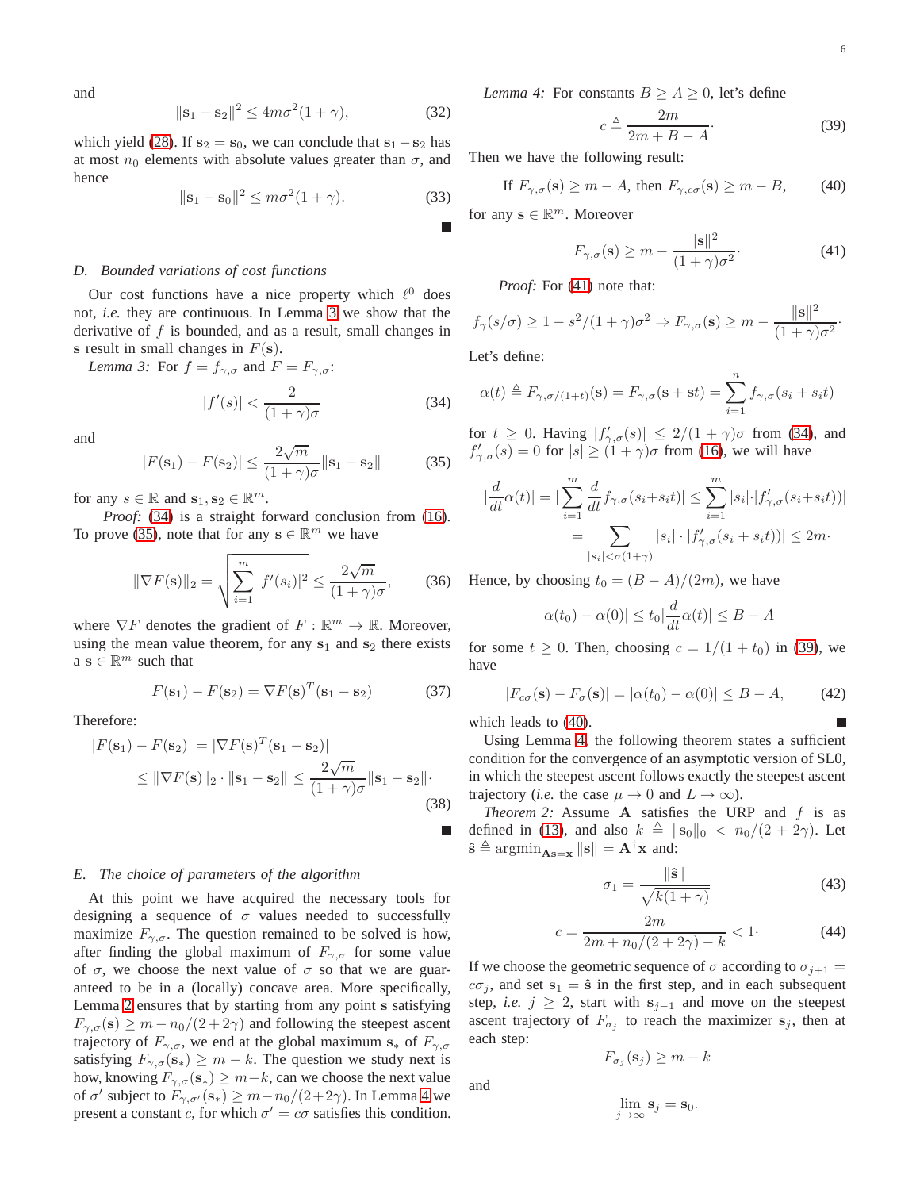and

$$\|\mathbf{s}_1 - \mathbf{s}_2\|^2 \leq 4m\sigma^2(1+\gamma), \tag{32}$$

which yield (28). If $\mathbf{s}_2 = \mathbf{s}_0$, we can conclude that $\mathbf{s}_1 - \mathbf{s}_2$ has at most $n_0$ elements with absolute values greater than $\sigma$, and hence

$$\|\mathbf{s}_1 - \mathbf{s}_0\|^2 \leq m\sigma^2(1+\gamma). \tag{33}$$

■

### D. Bounded variations of cost functions

Our cost functions have a nice property which $\ell^0$ does not, *i.e.* they are continuous. In Lemma 3 we show that the derivative of $f$ is bounded, and as a result, small changes in $\mathbf{s}$ result in small changes in $F(\mathbf{s})$.

*Lemma 3:* For $f = f_{\gamma,\sigma}$ and $F = F_{\gamma,\sigma}$:

$$|f'(s)| < \frac{2}{(1+\gamma)\sigma} \tag{34}$$

and

$$|F(\mathbf{s}_1) - F(\mathbf{s}_2)| \leq \frac{2\sqrt{m}}{(1+\gamma)\sigma}\|\mathbf{s}_1 - \mathbf{s}_2\| \tag{35}$$

for any $s \in \mathbb{R}$ and $\mathbf{s}_1, \mathbf{s}_2 \in \mathbb{R}^m$.

*Proof:* (34) is a straight forward conclusion from (16). To prove (35), note that for any $\mathbf{s} \in \mathbb{R}^m$ we have

$$\|\nabla F(\mathbf{s})\|_2 = \sqrt{\sum_{i=1}^{m} |f'(s_i)|^2} \leq \frac{2\sqrt{m}}{(1+\gamma)\sigma}, \tag{36}$$

where $\nabla F$ denotes the gradient of $F : \mathbb{R}^m \to \mathbb{R}$. Moreover, using the mean value theorem, for any $\mathbf{s}_1$ and $\mathbf{s}_2$ there exists a $\mathbf{s} \in \mathbb{R}^m$ such that

$$F(\mathbf{s}_1) - F(\mathbf{s}_2) = \nabla F(\mathbf{s})^T(\mathbf{s}_1 - \mathbf{s}_2) \tag{37}$$

Therefore:

$$\begin{aligned} |F(\mathbf{s}_1) - F(\mathbf{s}_2)| &= |\nabla F(\mathbf{s})^T(\mathbf{s}_1 - \mathbf{s}_2)| \\ &\leq \|\nabla F(\mathbf{s})\|_2 \cdot \|\mathbf{s}_1 - \mathbf{s}_2\| \leq \frac{2\sqrt{m}}{(1+\gamma)\sigma}\|\mathbf{s}_1 - \mathbf{s}_2\| \cdot \end{aligned} \tag{38}$$

■

### E. The choice of parameters of the algorithm

At this point we have acquired the necessary tools for designing a sequence of $\sigma$ values needed to successfully maximize $F_{\gamma,\sigma}$. The question remained to be solved is how, after finding the global maximum of $F_{\gamma,\sigma}$ for some value of $\sigma$, we choose the next value of $\sigma$ so that we are guaranteed to be in a (locally) concave area. More specifically, Lemma 2 ensures that by starting from any point $\mathbf{s}$ satisfying $F_{\gamma,\sigma}(\mathbf{s}) \geq m - n_0/(2+2\gamma)$ and following the steepest ascent trajectory of $F_{\gamma,\sigma}$, we end at the global maximum $\mathbf{s}_*$ of $F_{\gamma,\sigma}$ satisfying $F_{\gamma,\sigma}(\mathbf{s}_*) \geq m - k$. The question we study next is how, knowing $F_{\gamma,\sigma}(\mathbf{s}_*) \geq m - k$, can we choose the next value of $\sigma'$ subject to $F_{\gamma,\sigma'}(\mathbf{s}_*) \geq m - n_0/(2+2\gamma)$. In Lemma 4 we present a constant $c$, for which $\sigma' = c\sigma$ satisfies this condition.

*Lemma 4:* For constants $B \geq A \geq 0$, let's define

$$c \triangleq \frac{2m}{2m + B - A} \cdot \tag{39}$$

Then we have the following result:

$$\text{If } F_{\gamma,\sigma}(\mathbf{s}) \geq m - A, \text{ then } F_{\gamma,c\sigma}(\mathbf{s}) \geq m - B, \tag{40}$$

for any $\mathbf{s} \in \mathbb{R}^m$. Moreover

$$F_{\gamma,\sigma}(\mathbf{s}) \geq m - \frac{\|\mathbf{s}\|^2}{(1+\gamma)\sigma^2} \cdot \tag{41}$$

*Proof:* For (41) note that:

$$f_\gamma(s/\sigma) \geq 1 - s^2/(1+\gamma)\sigma^2 \Rightarrow F_{\gamma,\sigma}(\mathbf{s}) \geq m - \frac{\|\mathbf{s}\|^2}{(1+\gamma)\sigma^2} \cdot$$

Let's define:

$$\alpha(t) \triangleq F_{\gamma,\sigma/(1+t)}(\mathbf{s}) = F_{\gamma,\sigma}(\mathbf{s} + \mathbf{s}t) = \sum_{i=1}^{n} f_{\gamma,\sigma}(s_i + s_i t)$$

for $t \geq 0$. Having $|f'_{\gamma,\sigma}(s)| \leq 2/(1+\gamma)\sigma$ from (34), and $f'_{\gamma,\sigma}(s) = 0$ for $|s| \geq (1+\gamma)\sigma$ from (16), we will have

$$\begin{aligned} |\frac{d}{dt}\alpha(t)| &= |\sum_{i=1}^{m} \frac{d}{dt} f_{\gamma,\sigma}(s_i + s_i t)| \leq \sum_{i=1}^{m} |s_i| \cdot |f'_{\gamma,\sigma}(s_i + s_i t))| \\ &= \sum_{|s_i| < \sigma(1+\gamma)} |s_i| \cdot |f'_{\gamma,\sigma}(s_i + s_i t))| \leq 2m \cdot \end{aligned}$$

Hence, by choosing $t_0 = (B - A)/(2m)$, we have

$$|\alpha(t_0) - \alpha(0)| \leq t_0 |\frac{d}{dt}\alpha(t)| \leq B - A$$

for some $t \geq 0$. Then, choosing $c = 1/(1+t_0)$ in (39), we have

$$|F_{c\sigma}(\mathbf{s}) - F_\sigma(\mathbf{s})| = |\alpha(t_0) - \alpha(0)| \leq B - A, \tag{42}$$

which leads to (40). ■

Using Lemma 4, the following theorem states a sufficient condition for the convergence of an asymptotic version of SL0, in which the steepest ascent follows exactly the steepest ascent trajectory (*i.e.* the case $\mu \to 0$ and $L \to \infty$).

*Theorem 2:* Assume $\mathbf{A}$ satisfies the URP and $f$ is as defined in (13), and also $k \triangleq \|\mathbf{s}_0\|_0 < n_0/(2+2\gamma)$. Let $\hat{\mathbf{s}} \triangleq \text{argmin}_{\mathbf{As}=\mathbf{x}} \|\mathbf{s}\| = \mathbf{A}^\dagger \mathbf{x}$ and:

$$\sigma_1 = \frac{\|\hat{\mathbf{s}}\|}{\sqrt{k(1+\gamma)}} \tag{43}$$

$$c = \frac{2m}{2m + n_0/(2+2\gamma) - k} < 1 \cdot \tag{44}$$

If we choose the geometric sequence of $\sigma$ according to $\sigma_{j+1} = c\sigma_j$, and set $\mathbf{s}_1 = \hat{\mathbf{s}}$ in the first step, and in each subsequent step, *i.e.* $j \geq 2$, start with $\mathbf{s}_{j-1}$ and move on the steepest ascent trajectory of $F_{\sigma_j}$ to reach the maximizer $\mathbf{s}_j$, then at each step:

$$F_{\sigma_j}(\mathbf{s}_j) \geq m - k$$

and

$$\lim_{j \to \infty} \mathbf{s}_j = \mathbf{s}_0.$$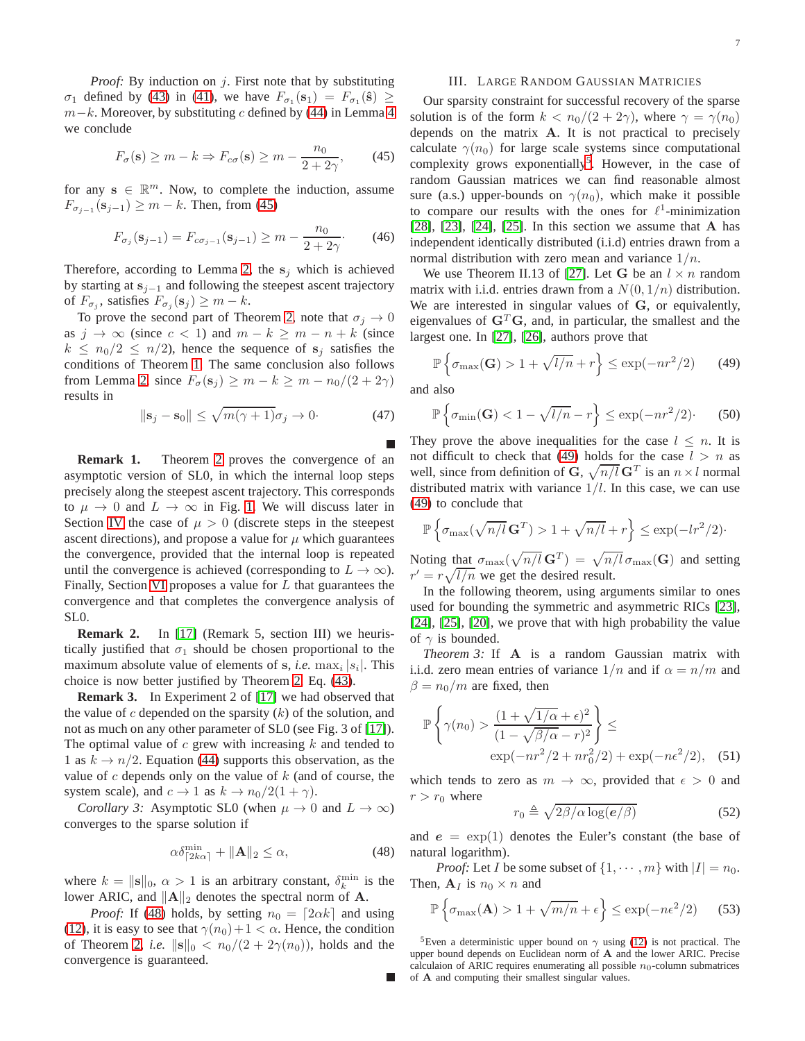*Proof:* By induction on $j$. First note that by substituting $\sigma_1$ defined by (43) in (41), we have $F_{\sigma_1}(\mathbf{s}_1) = F_{\sigma_1}(\hat{\mathbf{s}}) \geq m-k$. Moreover, by substituting $c$ defined by (44) in Lemma 4 we conclude

$$F_\sigma(\mathbf{s}) \geq m-k \Rightarrow F_{c\sigma}(\mathbf{s}) \geq m - \frac{n_0}{2+2\gamma}, \tag{45}$$

for any $\mathbf{s} \in \mathbb{R}^m$. Now, to complete the induction, assume $F_{\sigma_{j-1}}(\mathbf{s}_{j-1}) \geq m-k$. Then, from (45)

$$F_{\sigma_j}(\mathbf{s}_{j-1}) = F_{c\sigma_{j-1}}(\mathbf{s}_{j-1}) \geq m - \frac{n_0}{2+2\gamma}. \tag{46}$$

Therefore, according to Lemma 2, the $\mathbf{s}_j$ which is achieved by starting at $\mathbf{s}_{j-1}$ and following the steepest ascent trajectory of $F_{\sigma_j}$, satisfies $F_{\sigma_j}(\mathbf{s}_j) \geq m-k$.

To prove the second part of Theorem 2, note that $\sigma_j \to 0$ as $j \to \infty$ (since $c < 1$) and $m-k \geq m-n+k$ (since $k \leq n_0/2 \leq n/2$), hence the sequence of $\mathbf{s}_j$ satisfies the conditions of Theorem 1. The same conclusion also follows from Lemma 2, since $F_\sigma(\mathbf{s}_j) \geq m-k \geq m - n_0/(2+2\gamma)$ results in

$$\|\mathbf{s}_j - \mathbf{s}_0\| \leq \sqrt{m(\gamma+1)}\sigma_j \to 0. \tag{47}$$

■

**Remark 1.** Theorem 2 proves the convergence of an asymptotic version of SL0, in which the internal loop steps precisely along the steepest ascent trajectory. This corresponds to $\mu \to 0$ and $L \to \infty$ in Fig. 1. We will discuss later in Section IV the case of $\mu > 0$ (discrete steps in the steepest ascent directions), and propose a value for $\mu$ which guarantees the convergence, provided that the internal loop is repeated until the convergence is achieved (corresponding to $L \to \infty$). Finally, Section VI proposes a value for $L$ that guarantees the convergence and that completes the convergence analysis of SL0.

**Remark 2.** In [17] (Remark 5, section III) we heuristically justified that $\sigma_1$ should be chosen proportional to the maximum absolute value of elements of $\mathbf{s}$, *i.e.* $\max_i |s_i|$. This choice is now better justified by Theorem 2, Eq. (43).

**Remark 3.** In Experiment 2 of [17] we had observed that the value of $c$ depended on the sparsity ($k$) of the solution, and not as much on any other parameter of SL0 (see Fig. 3 of [17]). The optimal value of $c$ grew with increasing $k$ and tended to 1 as $k \to n/2$. Equation (44) supports this observation, as the value of $c$ depends only on the value of $k$ (and of course, the system scale), and $c \to 1$ as $k \to n_0/2(1+\gamma)$.

*Corollary 3:* Asymptotic SL0 (when $\mu \to 0$ and $L \to \infty$) converges to the sparse solution if

$$\alpha\delta^{\min}_{\lceil 2k\alpha \rceil} + \|\mathbf{A}\|_2 \leq \alpha, \tag{48}$$

where $k = \|\mathbf{s}\|_0$, $\alpha > 1$ is an arbitrary constant, $\delta^{\min}_k$ is the lower ARIC, and $\|\mathbf{A}\|_2$ denotes the spectral norm of $\mathbf{A}$.

*Proof:* If (48) holds, by setting $n_0 = \lceil 2\alpha k \rceil$ and using (12), it is easy to see that $\gamma(n_0)+1 < \alpha$. Hence, the condition of Theorem 2, *i.e.* $\|\mathbf{s}\|_0 < n_0/(2+2\gamma(n_0))$, holds and the convergence is guaranteed.

■

## III. Large Random Gaussian Matricies

Our sparsity constraint for successful recovery of the sparse solution is of the form $k < n_0/(2+2\gamma)$, where $\gamma = \gamma(n_0)$ depends on the matrix $\mathbf{A}$. It is not practical to precisely calculate $\gamma(n_0)$ for large scale systems since computational complexity grows exponentially[5]. However, in the case of random Gaussian matrices we can find reasonable almost sure (a.s.) upper-bounds on $\gamma(n_0)$, which make it possible to compare our results with the ones for $\ell^1$-minimization [28], [23], [24], [25]. In this section we assume that $\mathbf{A}$ has independent identically distributed (i.i.d) entries drawn from a normal distribution with zero mean and variance $1/n$.

We use Theorem II.13 of [27]. Let $\mathbf{G}$ be an $l \times n$ random matrix with i.i.d. entries drawn from a $N(0, 1/n)$ distribution. We are interested in singular values of $\mathbf{G}$, or equivalently, eigenvalues of $\mathbf{G}^T\mathbf{G}$, and, in particular, the smallest and the largest one. In [27], [26], authors prove that

$$\mathbb{P}\left\{\sigma_{\max}(\mathbf{G}) > 1 + \sqrt{l/n} + r\right\} \leq \exp(-nr^2/2) \tag{49}$$

and also

$$\mathbb{P}\left\{\sigma_{\min}(\mathbf{G}) < 1 - \sqrt{l/n} - r\right\} \leq \exp(-nr^2/2). \tag{50}$$

They prove the above inequalities for the case $l \leq n$. It is not difficult to check that (49) holds for the case $l > n$ as well, since from definition of $\mathbf{G}$, $\sqrt{n/l}\,\mathbf{G}^T$ is an $n \times l$ normal distributed matrix with variance $1/l$. In this case, we can use (49) to conclude that

$$\mathbb{P}\left\{\sigma_{\max}(\sqrt{n/l}\,\mathbf{G}^T) > 1 + \sqrt{n/l} + r\right\} \leq \exp(-lr^2/2).$$

Noting that $\sigma_{\max}(\sqrt{n/l}\,\mathbf{G}^T) = \sqrt{n/l}\,\sigma_{\max}(\mathbf{G})$ and setting $r' = r\sqrt{l/n}$ we get the desired result.

In the following theorem, using arguments similar to ones used for bounding the symmetric and asymmetric RICs [23], [24], [25], [20], we prove that with high probability the value of $\gamma$ is bounded.

*Theorem 3:* If $\mathbf{A}$ is a random Gaussian matrix with i.i.d. zero mean entries of variance $1/n$ and if $\alpha = n/m$ and $\beta = n_0/m$ are fixed, then

$$\mathbb{P}\left\{\gamma(n_0) > \frac{(1+\sqrt{1/\alpha}+\epsilon)^2}{(1-\sqrt{\beta/\alpha}-r)^2}\right\} \leq \exp(-nr^2/2 + nr_0^2/2) + \exp(-n\epsilon^2/2), \tag{51}$$

which tends to zero as $m \to \infty$, provided that $\epsilon > 0$ and $r > r_0$ where

$$r_0 \triangleq \sqrt{2\beta/\alpha \log(\boldsymbol{e}/\beta)} \tag{52}$$

and $\boldsymbol{e} = \exp(1)$ denotes the Euler's constant (the base of natural logarithm).

*Proof:* Let $I$ be some subset of $\{1, \cdots, m\}$ with $|I| = n_0$. Then, $\mathbf{A}_I$ is $n_0 \times n$ and

$$\mathbb{P}\left\{\sigma_{\max}(\mathbf{A}) > 1 + \sqrt{m/n} + \epsilon\right\} \leq \exp(-n\epsilon^2/2) \tag{53}$$

[5] Even a deterministic upper bound on $\gamma$ using (12) is not practical. The upper bound depends on Euclidean norm of $\mathbf{A}$ and the lower ARIC. Precise calculaion of ARIC requires enumerating all possible $n_0$-column submatrices of $\mathbf{A}$ and computing their smallest singular values.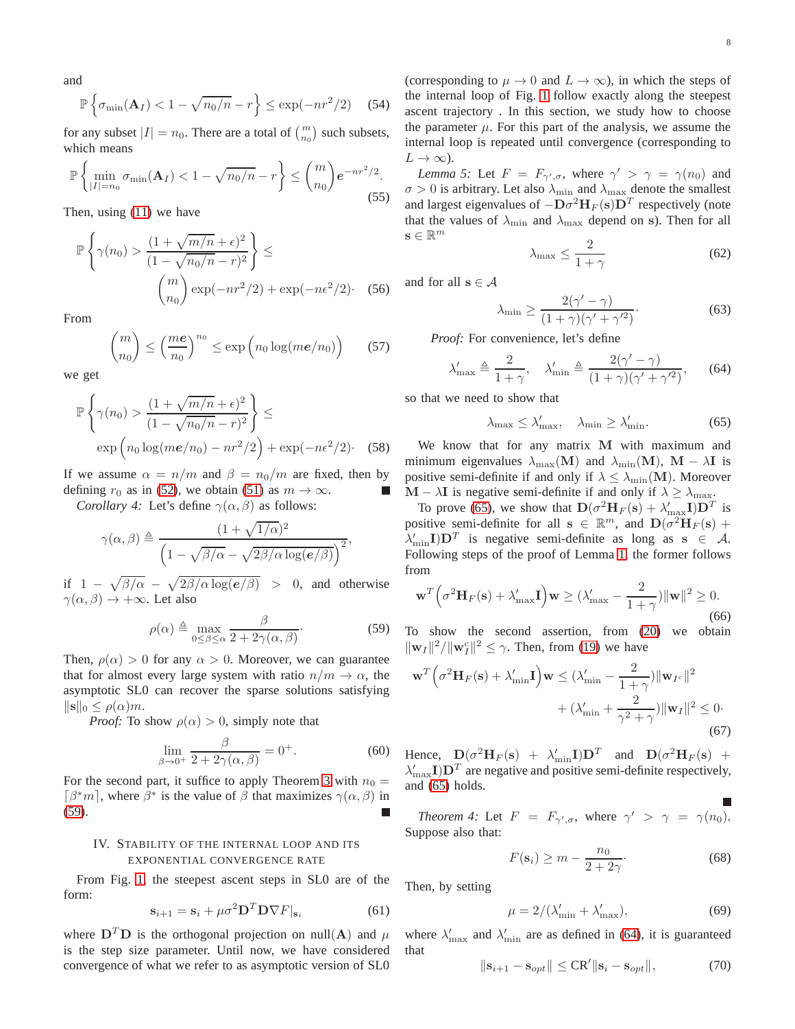and

$$\mathbb{P}\left\{\sigma_{\min}(\mathbf{A}_I) < 1 - \sqrt{n_0/n} - r\right\} \leq \exp(-nr^2/2) \tag{54}$$

for any subset $|I| = n_0$. There are a total of $\binom{m}{n_0}$ such subsets, which means

$$\mathbb{P}\left\{\min_{|I|=n_0} \sigma_{\min}(\mathbf{A}_I) < 1 - \sqrt{n_0/n} - r\right\} \leq \binom{m}{n_0} e^{-nr^2/2}. \tag{55}$$

Then, using (11) we have

$$\mathbb{P}\left\{\gamma(n_0) > \frac{(1+\sqrt{m/n}+\epsilon)^2}{(1-\sqrt{n_0/n}-r)^2}\right\} \leq \binom{m}{n_0}\exp(-nr^2/2) + \exp(-n\epsilon^2/2)\cdot \tag{56}$$

From

$$\binom{m}{n_0} \leq \left(\frac{m\boldsymbol{e}}{n_0}\right)^{n_0} \leq \exp\Big(n_0 \log(m\boldsymbol{e}/n_0)\Big) \tag{57}$$

we get

$$\mathbb{P}\left\{\gamma(n_0) > \frac{(1+\sqrt{m/n}+\epsilon)^2}{(1-\sqrt{n_0/n}-r)^2}\right\} \leq \exp\Big(n_0 \log(m\boldsymbol{e}/n_0) - nr^2/2\Big) + \exp(-n\epsilon^2/2)\cdot \tag{58}$$

If we assume $\alpha = n/m$ and $\beta = n_0/m$ are fixed, then by defining $r_0$ as in (52), we obtain (51) as $m \to \infty$. ∎

*Corollary 4:* Let's define $\gamma(\alpha,\beta)$ as follows:

$$\gamma(\alpha,\beta) \triangleq \frac{(1+\sqrt{1/\alpha})^2}{\Big(1-\sqrt{\beta/\alpha}-\sqrt{2\beta/\alpha \log(\boldsymbol{e}/\beta)}\Big)^2},$$

if $1 - \sqrt{\beta/\alpha} - \sqrt{2\beta/\alpha \log(\boldsymbol{e}/\beta)} > 0$, and otherwise $\gamma(\alpha,\beta) \to +\infty$. Let also

$$\rho(\alpha) \triangleq \max_{0\leq\beta\leq\alpha} \frac{\beta}{2+2\gamma(\alpha,\beta)}. \tag{59}$$

Then, $\rho(\alpha) > 0$ for any $\alpha > 0$. Moreover, we can guarantee that for almost every large system with ratio $n/m \to \alpha$, the asymptotic SL0 can recover the sparse solutions satisfying $\|\mathbf{s}\|_0 \leq \rho(\alpha)m$.

*Proof:* To show $\rho(\alpha) > 0$, simply note that

$$\lim_{\beta\to 0^+} \frac{\beta}{2+2\gamma(\alpha,\beta)} = 0^+. \tag{60}$$

For the second part, it suffice to apply Theorem 3 with $n_0 = \lceil \beta^* m \rceil$, where $\beta^*$ is the value of $\beta$ that maximizes $\gamma(\alpha,\beta)$ in (59). ∎

## IV. Stability of the Internal Loop and its Exponential Convergence Rate

From Fig. 1, the steepest ascent steps in SL0 are of the form:

$$\mathbf{s}_{i+1} = \mathbf{s}_i + \mu\sigma^2 \mathbf{D}^T\mathbf{D}\nabla F|_{\mathbf{s}_i} \tag{61}$$

where $\mathbf{D}^T\mathbf{D}$ is the orthogonal projection on null($\mathbf{A}$) and $\mu$ is the step size parameter. Until now, we have considered convergence of what we refer to as asymptotic version of SL0 (corresponding to $\mu \to 0$ and $L \to \infty$), in which the steps of the internal loop of Fig. 1 follow exactly along the steepest ascent trajectory . In this section, we study how to choose the parameter $\mu$. For this part of the analysis, we assume the internal loop is repeated until convergence (corresponding to $L \to \infty$).

*Lemma 5:* Let $F = F_{\gamma',\sigma}$, where $\gamma' > \gamma = \gamma(n_0)$ and $\sigma > 0$ is arbitrary. Let also $\lambda_{\min}$ and $\lambda_{\max}$ denote the smallest and largest eigenvalues of $-\mathbf{D}\sigma^2\mathbf{H}_F(\mathbf{s})\mathbf{D}^T$ respectively (note that the values of $\lambda_{\min}$ and $\lambda_{\max}$ depend on $\mathbf{s}$). Then for all $\mathbf{s} \in \mathbb{R}^m$

$$\lambda_{\max} \leq \frac{2}{1+\gamma} \tag{62}$$

and for all $\mathbf{s} \in \mathcal{A}$

$$\lambda_{\min} \geq \frac{2(\gamma'-\gamma)}{(1+\gamma)(\gamma'+\gamma'^2)}. \tag{63}$$

*Proof:* For convenience, let's define

$$\lambda'_{\max} \triangleq \frac{2}{1+\gamma}, \quad \lambda'_{\min} \triangleq \frac{2(\gamma'-\gamma)}{(1+\gamma)(\gamma'+\gamma'^2)}, \tag{64}$$

so that we need to show that

$$\lambda_{\max} \leq \lambda'_{\max}, \quad \lambda_{\min} \geq \lambda'_{\min}. \tag{65}$$

We know that for any matrix $\mathbf{M}$ with maximum and minimum eigenvalues $\lambda_{\max}(\mathbf{M})$ and $\lambda_{\min}(\mathbf{M})$, $\mathbf{M} - \lambda\mathbf{I}$ is positive semi-definite if and only if $\lambda \leq \lambda_{\min}(\mathbf{M})$. Moreover $\mathbf{M} - \lambda\mathbf{I}$ is negative semi-definite if and only if $\lambda \geq \lambda_{\max}$.

To prove (65), we show that $\mathbf{D}(\sigma^2\mathbf{H}_F(\mathbf{s}) + \lambda'_{\max}\mathbf{I})\mathbf{D}^T$ is positive semi-definite for all $\mathbf{s} \in \mathbb{R}^m$, and $\mathbf{D}(\sigma^2\mathbf{H}_F(\mathbf{s}) + \lambda'_{\min}\mathbf{I})\mathbf{D}^T$ is negative semi-definite as long as $\mathbf{s} \in \mathcal{A}$. Following steps of the proof of Lemma 1, the former follows from

$$\mathbf{w}^T\Big(\sigma^2\mathbf{H}_F(\mathbf{s}) + \lambda'_{\max}\mathbf{I}\Big)\mathbf{w} \geq (\lambda'_{\max} - \frac{2}{1+\gamma})\|\mathbf{w}\|^2 \geq 0. \tag{66}$$

To show the second assertion, from (20) we obtain $\|\mathbf{w}_I\|^2/\|\mathbf{w}_I^c\|^2 \leq \gamma$. Then, from (19) we have

$$\mathbf{w}^T\Big(\sigma^2\mathbf{H}_F(\mathbf{s}) + \lambda'_{\min}\mathbf{I}\Big)\mathbf{w} \leq (\lambda'_{\min} - \frac{2}{1+\gamma})\|\mathbf{w}_{I^c}\|^2 + (\lambda'_{\min} + \frac{2}{\gamma^2+\gamma})\|\mathbf{w}_I\|^2 \leq 0\cdot \tag{67}$$

Hence, $\mathbf{D}(\sigma^2\mathbf{H}_F(\mathbf{s}) + \lambda'_{\min}\mathbf{I})\mathbf{D}^T$ and $\mathbf{D}(\sigma^2\mathbf{H}_F(\mathbf{s}) + \lambda'_{\max}\mathbf{I})\mathbf{D}^T$ are negative and positive semi-definite respectively, and (65) holds. ∎

*Theorem 4:* Let $F = F_{\gamma',\sigma}$, where $\gamma' > \gamma = \gamma(n_0)$. Suppose also that:

$$F(\mathbf{s}_i) \geq m - \frac{n_0}{2+2\gamma}. \tag{68}$$

Then, by setting

$$\mu = 2/(\lambda'_{\min} + \lambda'_{\max}), \tag{69}$$

where $\lambda'_{\max}$ and $\lambda'_{\min}$ are as defined in (64), it is guaranteed that

$$\|\mathbf{s}_{i+1} - \mathbf{s}_{opt}\| \leq \mathrm{CR}'\|\mathbf{s}_i - \mathbf{s}_{opt}\|, \tag{70}$$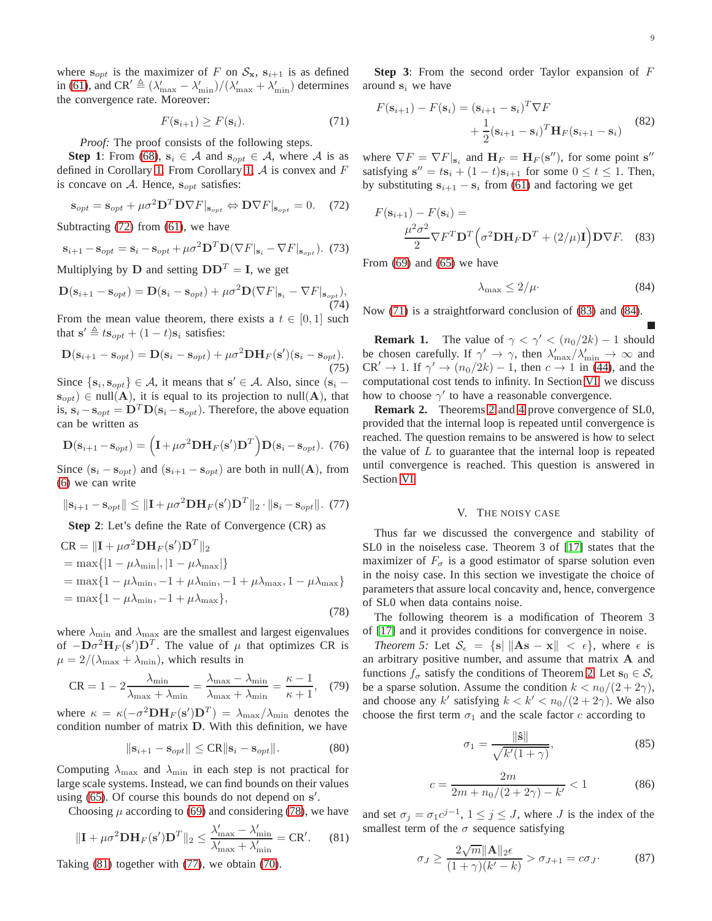where $\mathbf{s}_{opt}$ is the maximizer of $F$ on $\mathcal{S}_{\mathbf{x}}$, $\mathbf{s}_{i+1}$ is as defined in (61), and $\text{CR}' \triangleq (\lambda'_{\max} - \lambda'_{\min})/(\lambda'_{\max} + \lambda'_{\min})$ determines the convergence rate. Moreover:

$$F(\mathbf{s}_{i+1}) \geq F(\mathbf{s}_i). \tag{71}$$

*Proof:* The proof consists of the following steps.

**Step 1**: From (68), $\mathbf{s}_i \in \mathcal{A}$ and $\mathbf{s}_{opt} \in \mathcal{A}$, where $\mathcal{A}$ is as defined in Corollary 1. From Corollary 1, $\mathcal{A}$ is convex and $F$ is concave on $\mathcal{A}$. Hence, $\mathbf{s}_{opt}$ satisfies:

$$\mathbf{s}_{opt} = \mathbf{s}_{opt} + \mu\sigma^2 \mathbf{D}^T \mathbf{D} \nabla F|_{\mathbf{s}_{opt}} \Leftrightarrow \mathbf{D}\nabla F|_{\mathbf{s}_{opt}} = 0. \tag{72}$$

Subtracting (72) from (61), we have

$$\mathbf{s}_{i+1} - \mathbf{s}_{opt} = \mathbf{s}_i - \mathbf{s}_{opt} + \mu\sigma^2 \mathbf{D}^T \mathbf{D}(\nabla F|_{\mathbf{s}_i} - \nabla F|_{\mathbf{s}_{opt}}). \tag{73}$$

Multiplying by $\mathbf{D}$ and setting $\mathbf{D}\mathbf{D}^T = \mathbf{I}$, we get

$$\mathbf{D}(\mathbf{s}_{i+1} - \mathbf{s}_{opt}) = \mathbf{D}(\mathbf{s}_i - \mathbf{s}_{opt}) + \mu\sigma^2 \mathbf{D}(\nabla F|_{\mathbf{s}_i} - \nabla F|_{\mathbf{s}_{opt}}), \tag{74}$$

From the mean value theorem, there exists a $t \in [0, 1]$ such that $\mathbf{s}' \triangleq t\mathbf{s}_{opt} + (1-t)\mathbf{s}_i$ satisfies:

$$\mathbf{D}(\mathbf{s}_{i+1} - \mathbf{s}_{opt}) = \mathbf{D}(\mathbf{s}_i - \mathbf{s}_{opt}) + \mu\sigma^2 \mathbf{D}\mathbf{H}_F(\mathbf{s}')(\mathbf{s}_i - \mathbf{s}_{opt}). \tag{75}$$

Since $\{\mathbf{s}_i, \mathbf{s}_{opt}\} \in \mathcal{A}$, it means that $\mathbf{s}' \in \mathcal{A}$. Also, since $(\mathbf{s}_i - \mathbf{s}_{opt}) \in \text{null}(\mathbf{A})$, it is equal to its projection to null($\mathbf{A}$), that is, $\mathbf{s}_i - \mathbf{s}_{opt} = \mathbf{D}^T\mathbf{D}(\mathbf{s}_i - \mathbf{s}_{opt})$. Therefore, the above equation can be written as

$$\mathbf{D}(\mathbf{s}_{i+1} - \mathbf{s}_{opt}) = \Big(\mathbf{I} + \mu\sigma^2 \mathbf{D}\mathbf{H}_F(\mathbf{s}')\mathbf{D}^T\Big)\mathbf{D}(\mathbf{s}_i - \mathbf{s}_{opt}). \tag{76}$$

Since $(\mathbf{s}_i - \mathbf{s}_{opt})$ and $(\mathbf{s}_{i+1} - \mathbf{s}_{opt})$ are both in null($\mathbf{A}$), from (6) we can write

$$\|\mathbf{s}_{i+1} - \mathbf{s}_{opt}\| \leq \|\mathbf{I} + \mu\sigma^2 \mathbf{D}\mathbf{H}_F(\mathbf{s}')\mathbf{D}^T\|_2 \cdot \|\mathbf{s}_i - \mathbf{s}_{opt}\|. \tag{77}$$

**Step 2**: Let's define the Rate of Convergence (CR) as

$$\begin{aligned}
\text{CR} &= \|\mathbf{I} + \mu\sigma^2 \mathbf{D}\mathbf{H}_F(\mathbf{s}')\mathbf{D}^T\|_2 \\
&= \max\{|1 - \mu\lambda_{\min}|, |1 - \mu\lambda_{\max}|\} \\
&= \max\{1 - \mu\lambda_{\min}, -1 + \mu\lambda_{\min}, -1 + \mu\lambda_{\max}, 1 - \mu\lambda_{\max}\} \\
&= \max\{1 - \mu\lambda_{\min}, -1 + \mu\lambda_{\max}\},
\end{aligned} \tag{78}$$

where $\lambda_{\min}$ and $\lambda_{\max}$ are the smallest and largest eigenvalues of $-\mathbf{D}\sigma^2\mathbf{H}_F(\mathbf{s}')\mathbf{D}^T$. The value of $\mu$ that optimizes CR is $\mu = 2/(\lambda_{\max} + \lambda_{\min})$, which results in

$$\text{CR} = 1 - 2\frac{\lambda_{\min}}{\lambda_{\max} + \lambda_{\min}} = \frac{\lambda_{\max} - \lambda_{\min}}{\lambda_{\max} + \lambda_{\min}} = \frac{\kappa - 1}{\kappa + 1}, \tag{79}$$

where $\kappa = \kappa(-\sigma^2\mathbf{D}\mathbf{H}_F(\mathbf{s}')\mathbf{D}^T) = \lambda_{\max}/\lambda_{\min}$ denotes the condition number of matrix $\mathbf{D}$. With this definition, we have

$$\|\mathbf{s}_{i+1} - \mathbf{s}_{opt}\| \leq \text{CR}\|\mathbf{s}_i - \mathbf{s}_{opt}\|. \tag{80}$$

Computing $\lambda_{\max}$ and $\lambda_{\min}$ in each step is not practical for large scale systems. Instead, we can find bounds on their values using (65). Of course this bounds do not depend on $\mathbf{s}'$.

Choosing $\mu$ according to (69) and considering (78), we have

$$\|\mathbf{I} + \mu\sigma^2 \mathbf{D}\mathbf{H}_F(\mathbf{s}')\mathbf{D}^T\|_2 \leq \frac{\lambda'_{\max} - \lambda'_{\min}}{\lambda'_{\max} + \lambda'_{\min}} = \text{CR}'. \tag{81}$$

Taking (81) together with (77), we obtain (70).

**Step 3**: From the second order Taylor expansion of $F$ around $\mathbf{s}_i$ we have

$$\begin{aligned}
F(\mathbf{s}_{i+1}) - F(\mathbf{s}_i) = (\mathbf{s}_{i+1} - \mathbf{s}_i)^T\nabla F \\
+ \frac{1}{2}(\mathbf{s}_{i+1} - \mathbf{s}_i)^T\mathbf{H}_F(\mathbf{s}_{i+1} - \mathbf{s}_i)
\end{aligned} \tag{82}$$

where $\nabla F = \nabla F|_{\mathbf{s}_i}$ and $\mathbf{H}_F = \mathbf{H}_F(\mathbf{s}'')$, for some point $\mathbf{s}''$ satisfying $\mathbf{s}'' = t\mathbf{s}_i + (1-t)\mathbf{s}_{i+1}$ for some $0 \leq t \leq 1$. Then, by substituting $\mathbf{s}_{i+1} - \mathbf{s}_i$ from (61) and factoring we get

$$\begin{aligned}
F(\mathbf{s}_{i+1}) - F(\mathbf{s}_i) = \\
\frac{\mu^2\sigma^2}{2}\nabla F^T\mathbf{D}^T\Big(\sigma^2\mathbf{D}\mathbf{H}_F\mathbf{D}^T + (2/\mu)\mathbf{I}\Big)\mathbf{D}\nabla F.
\end{aligned} \tag{83}$$

From (69) and (65) we have

$$\lambda_{\max} \leq 2/\mu. \tag{84}$$

Now (71) is a straightforward conclusion of (83) and (84). ∎

**Remark 1.** The value of $\gamma < \gamma' < (n_0/2k) - 1$ should be chosen carefully. If $\gamma' \to \gamma$, then $\lambda'_{\max}/\lambda'_{\min} \to \infty$ and $\text{CR}' \to 1$. If $\gamma' \to (n_0/2k) - 1$, then $c \to 1$ in (44), and the computational cost tends to infinity. In Section VI we discuss how to choose $\gamma'$ to have a reasonable convergence.

**Remark 2.** Theorems 2 and 4 prove convergence of SL0, provided that the internal loop is repeated until convergence is reached. The question remains to be answered is how to select the value of $L$ to guarantee that the internal loop is repeated until convergence is reached. This question is answered in Section VI.

## V. The Noisy Case

Thus far we discussed the convergence and stability of SL0 in the noiseless case. Theorem 3 of [17] states that the maximizer of $F_\sigma$ is a good estimator of sparse solution even in the noisy case. In this section we investigate the choice of parameters that assure local concavity and, hence, convergence of SL0 when data contains noise.

The following theorem is a modification of Theorem 3 of [17] and it provides conditions for convergence in noise.

*Theorem 5:* Let $\mathcal{S}_\epsilon = \{\mathbf{s} | \, \|\mathbf{A}\mathbf{s} - \mathbf{x}\| < \epsilon\}$, where $\epsilon$ is an arbitrary positive number, and assume that matrix $\mathbf{A}$ and functions $f_\sigma$ satisfy the conditions of Theorem 2. Let $\mathbf{s}_0 \in \mathcal{S}_\epsilon$ be a sparse solution. Assume the condition $k < n_0/(2+2\gamma)$, and choose any $k'$ satisfying $k < k' < n_0/(2+2\gamma)$. We also choose the first term $\sigma_1$ and the scale factor $c$ according to

$$\sigma_1 = \frac{\|\hat{\mathbf{s}}\|}{\sqrt{k'(1+\gamma)}}, \tag{85}$$

$$c = \frac{2m}{2m + n_0/(2+2\gamma) - k'} < 1 \tag{86}$$

and set $\sigma_j = \sigma_1 c^{j-1}$, $1 \leq j \leq J$, where $J$ is the index of the smallest term of the $\sigma$ sequence satisfying

$$\sigma_J \geq \frac{2\sqrt{m}\|\mathbf{A}\|_2\epsilon}{(1+\gamma)(k'-k)} > \sigma_{J+1} = c\sigma_J. \tag{87}$$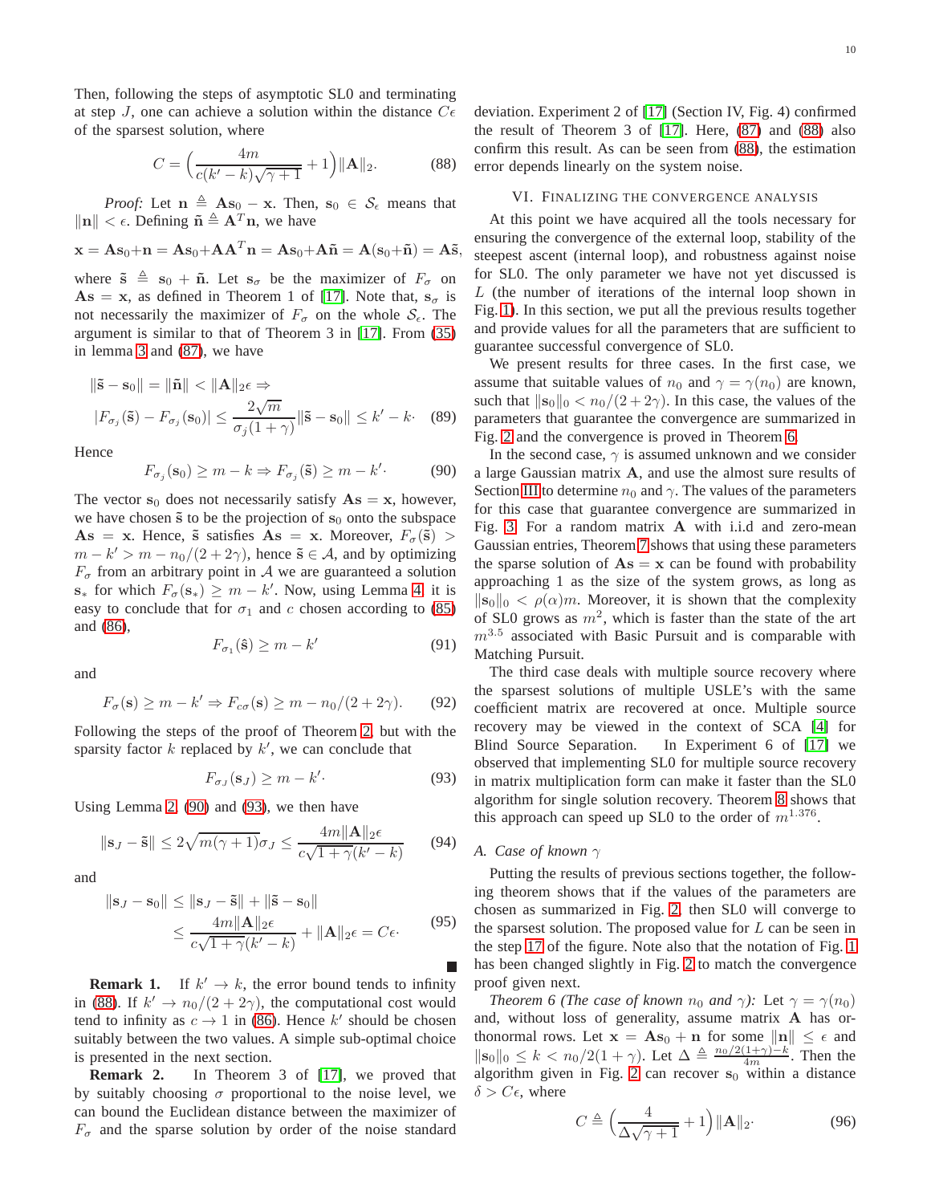Then, following the steps of asymptotic SL0 and terminating at step $J$, one can achieve a solution within the distance $C\epsilon$ of the sparsest solution, where

$$C = \Big(\frac{4m}{c(k'-k)\sqrt{\gamma+1}} + 1\Big)\|\mathbf{A}\|_2. \tag{88}$$

*Proof:* Let $\mathbf{n} \triangleq \mathbf{A}\mathbf{s}_0 - \mathbf{x}$. Then, $\mathbf{s}_0 \in \mathcal{S}_\epsilon$ means that $\|\mathbf{n}\| < \epsilon$. Defining $\tilde{\mathbf{n}} \triangleq \mathbf{A}^T\mathbf{n}$, we have

$$\mathbf{x} = \mathbf{A}\mathbf{s}_0 + \mathbf{n} = \mathbf{A}\mathbf{s}_0 + \mathbf{A}\mathbf{A}^T\mathbf{n} = \mathbf{A}\mathbf{s}_0 + \mathbf{A}\tilde{\mathbf{n}} = \mathbf{A}(\mathbf{s}_0 + \tilde{\mathbf{n}}) = \mathbf{A}\tilde{\mathbf{s}},$$

where $\tilde{\mathbf{s}} \triangleq \mathbf{s}_0 + \tilde{\mathbf{n}}$. Let $\mathbf{s}_\sigma$ be the maximizer of $F_\sigma$ on $\mathbf{A}\mathbf{s} = \mathbf{x}$, as defined in Theorem 1 of [17]. Note that, $\mathbf{s}_\sigma$ is not necessarily the maximizer of $F_\sigma$ on the whole $\mathcal{S}_\epsilon$. The argument is similar to that of Theorem 3 in [17]. From (35) in lemma 3 and (87), we have

$$\|\tilde{\mathbf{s}} - \mathbf{s}_0\| = \|\tilde{\mathbf{n}}\| < \|\mathbf{A}\|_2\epsilon \Rightarrow$$
$$|F_{\sigma_j}(\tilde{\mathbf{s}}) - F_{\sigma_j}(\mathbf{s}_0)| \le \frac{2\sqrt{m}}{\sigma_j(1+\gamma)}\|\tilde{\mathbf{s}} - \mathbf{s}_0\| \le k' - k. \tag{89}$$

Hence

$$F_{\sigma_j}(\mathbf{s}_0) \ge m - k \Rightarrow F_{\sigma_j}(\tilde{\mathbf{s}}) \ge m - k'. \tag{90}$$

The vector $\mathbf{s}_0$ does not necessarily satisfy $\mathbf{A}\mathbf{s} = \mathbf{x}$, however, we have chosen $\tilde{\mathbf{s}}$ to be the projection of $\mathbf{s}_0$ onto the subspace $\mathbf{A}\mathbf{s} = \mathbf{x}$. Hence, $\tilde{\mathbf{s}}$ satisfies $\mathbf{A}\mathbf{s} = \mathbf{x}$. Moreover, $F_\sigma(\tilde{\mathbf{s}}) > m - k' > m - n_0/(2+2\gamma)$, hence $\tilde{\mathbf{s}} \in \mathcal{A}$, and by optimizing $F_\sigma$ from an arbitrary point in $\mathcal{A}$ we are guaranteed a solution $\mathbf{s}_*$ for which $F_\sigma(\mathbf{s}_*) \ge m - k'$. Now, using Lemma 4, it is easy to conclude that for $\sigma_1$ and $c$ chosen according to (85) and (86),

$$F_{\sigma_1}(\hat{\mathbf{s}}) \ge m - k' \tag{91}$$

and

$$F_\sigma(\mathbf{s}) \ge m - k' \Rightarrow F_{c\sigma}(\mathbf{s}) \ge m - n_0/(2+2\gamma). \tag{92}$$

Following the steps of the proof of Theorem 2, but with the sparsity factor $k$ replaced by $k'$, we can conclude that

$$F_{\sigma_J}(\mathbf{s}_J) \ge m - k'. \tag{93}$$

Using Lemma 2, (90) and (93), we then have

$$\|\mathbf{s}_J - \tilde{\mathbf{s}}\| \le 2\sqrt{m(\gamma+1)}\sigma_J \le \frac{4m\|\mathbf{A}\|_2\epsilon}{c\sqrt{1+\gamma}(k'-k)} \tag{94}$$

and

$$\begin{aligned}\|\mathbf{s}_J - \mathbf{s}_0\| &\le \|\mathbf{s}_J - \tilde{\mathbf{s}}\| + \|\tilde{\mathbf{s}} - \mathbf{s}_0\| \\ &\le \frac{4m\|\mathbf{A}\|_2\epsilon}{c\sqrt{1+\gamma}(k'-k)} + \|\mathbf{A}\|_2\epsilon = C\epsilon.\end{aligned} \tag{95}$$

■

**Remark 1.** If $k' \to k$, the error bound tends to infinity in (88). If $k' \to n_0/(2+2\gamma)$, the computational cost would tend to infinity as $c \to 1$ in (86). Hence $k'$ should be chosen suitably between the two values. A simple sub-optimal choice is presented in the next section.

**Remark 2.** In Theorem 3 of [17], we proved that by suitably choosing $\sigma$ proportional to the noise level, we can bound the Euclidean distance between the maximizer of $F_\sigma$ and the sparse solution by order of the noise standard deviation. Experiment 2 of [17] (Section IV, Fig. 4) confirmed the result of Theorem 3 of [17]. Here, (87) and (88) also confirm this result. As can be seen from (88), the estimation error depends linearly on the system noise.

## VI. Finalizing the Convergence Analysis

At this point we have acquired all the tools necessary for ensuring the convergence of the external loop, stability of the steepest ascent (internal loop), and robustness against noise for SL0. The only parameter we have not yet discussed is $L$ (the number of iterations of the internal loop shown in Fig. 1). In this section, we put all the previous results together and provide values for all the parameters that are sufficient to guarantee successful convergence of SL0.

We present results for three cases. In the first case, we assume that suitable values of $n_0$ and $\gamma = \gamma(n_0)$ are known, such that $\|\mathbf{s}_0\|_0 < n_0/(2+2\gamma)$. In this case, the values of the parameters that guarantee the convergence are summarized in Fig. 2 and the convergence is proved in Theorem 6.

In the second case, $\gamma$ is assumed unknown and we consider a large Gaussian matrix $\mathbf{A}$, and use the almost sure results of Section III to determine $n_0$ and $\gamma$. The values of the parameters for this case that guarantee convergence are summarized in Fig. 3. For a random matrix $\mathbf{A}$ with i.i.d and zero-mean Gaussian entries, Theorem 7 shows that using these parameters the sparse solution of $\mathbf{A}\mathbf{s} = \mathbf{x}$ can be found with probability approaching 1 as the size of the system grows, as long as $\|\mathbf{s}_0\|_0 < \rho(\alpha)m$. Moreover, it is shown that the complexity of SL0 grows as $m^2$, which is faster than the state of the art $m^{3.5}$ associated with Basic Pursuit and is comparable with Matching Pursuit.

The third case deals with multiple source recovery where the sparsest solutions of multiple USLE's with the same coefficient matrix are recovered at once. Multiple source recovery may be viewed in the context of SCA [4] for Blind Source Separation. In Experiment 6 of [17] we observed that implementing SL0 for multiple source recovery in matrix multiplication form can make it faster than the SL0 algorithm for single solution recovery. Theorem 8 shows that this approach can speed up SL0 to the order of $m^{1.376}$.

### A. Case of known $\gamma$

Putting the results of previous sections together, the following theorem shows that if the values of the parameters are chosen as summarized in Fig. 2, then SL0 will converge to the sparsest solution. The proposed value for $L$ can be seen in the step 17 of the figure. Note also that the notation of Fig. 1 has been changed slightly in Fig. 2 to match the convergence proof given next.

*Theorem 6 (The case of known $n_0$ and $\gamma$):* Let $\gamma = \gamma(n_0)$ and, without loss of generality, assume matrix $\mathbf{A}$ has orthonormal rows. Let $\mathbf{x} = \mathbf{A}\mathbf{s}_0 + \mathbf{n}$ for some $\|\mathbf{n}\| \le \epsilon$ and $\|\mathbf{s}_0\|_0 \le k < n_0/2(1+\gamma)$. Let $\Delta \triangleq \frac{n_0/2(1+\gamma)-k}{4m}$. Then the algorithm given in Fig. 2 can recover $\mathbf{s}_0$ within a distance $\delta > C\epsilon$, where

$$C \triangleq \Big(\frac{4}{\Delta\sqrt{\gamma+1}} + 1\Big)\|\mathbf{A}\|_2. \tag{96}$$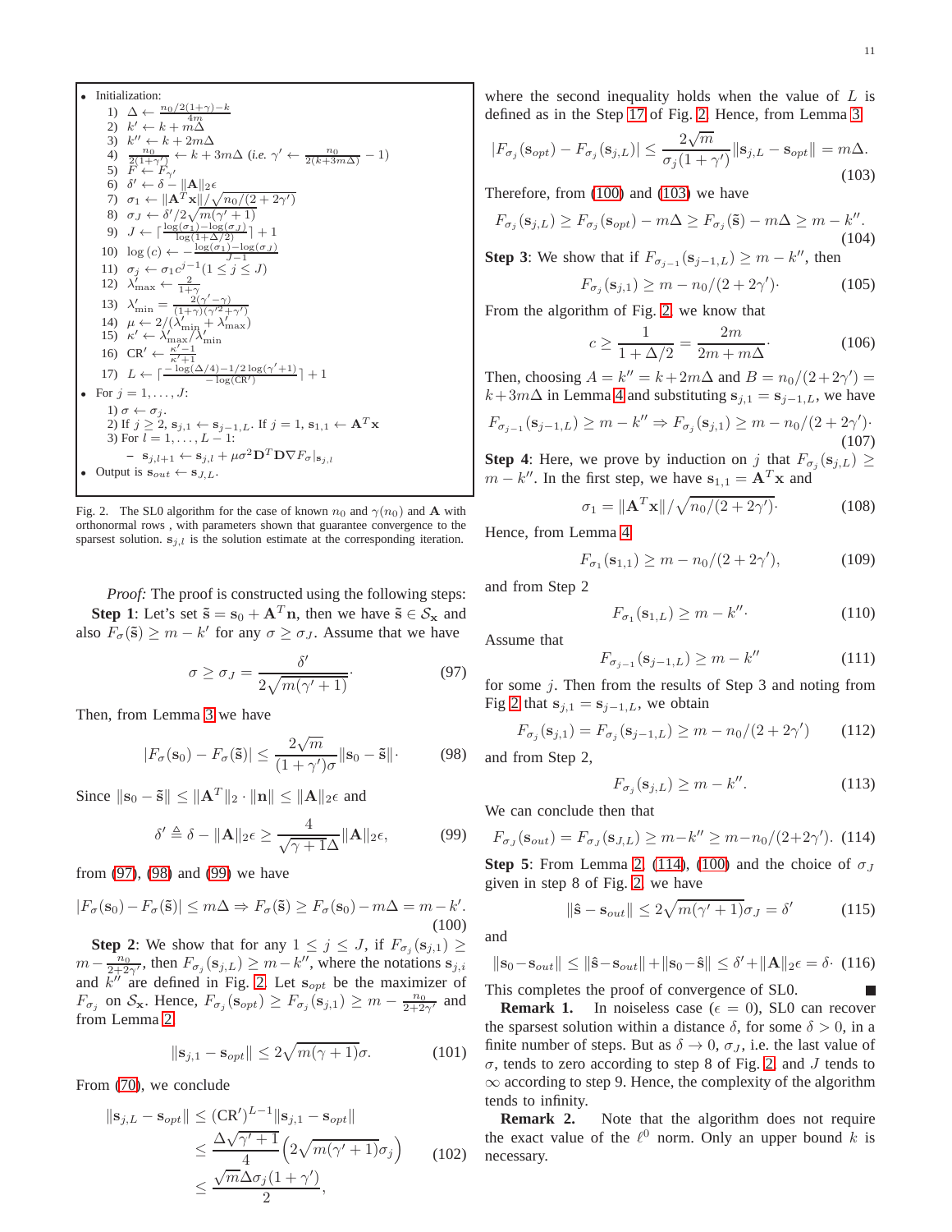- Initialization:
  1) $\Delta \leftarrow \frac{n_0/2(1+\gamma)-k}{4m}$
  2) $k' \leftarrow k + m\Delta$
  3) $k'' \leftarrow k + 2m\Delta$
  4) $\frac{n_0}{2(1+\gamma')} \leftarrow k + 3m\Delta$ (i.e. $\gamma' \leftarrow \frac{n_0}{2(k+3m\Delta)} - 1$)
  5) $F \leftarrow F_{\gamma'}$
  6) $\delta' \leftarrow \delta - \|\mathbf{A}\|_{2}\epsilon$
  7) $\sigma_1 \leftarrow \|\mathbf{A}^T\mathbf{x}\|/\sqrt{n_0/(2+2\gamma')}$
  8) $\sigma_J \leftarrow \delta'/2\sqrt{m(\gamma'+1)}$
  9) $J \leftarrow \lceil \frac{\log(\sigma_1)-\log(\sigma_J)}{\log(1+\Delta/2)} \rceil + 1$
  10) $\log(c) \leftarrow -\frac{\log(\sigma_1)-\log(\sigma_J)}{J-1}$
  11) $\sigma_j \leftarrow \sigma_1 c^{j-1} (1 \le j \le J)$
  12) $\lambda'_{\max} \leftarrow \frac{2}{1+\gamma}$
  13) $\lambda'_{\min} = \frac{2(\gamma'-\gamma)}{(1+\gamma)(\gamma'^2+\gamma')}$
  14) $\mu \leftarrow 2/(\lambda'_{\min} + \lambda'_{\max})$
  15) $\kappa' \leftarrow \lambda'_{\max}/\lambda'_{\min}$
  16) $\mathrm{CR}' \leftarrow \frac{\kappa'-1}{\kappa'+1}$
  17) $L \leftarrow \lceil \frac{-\log(\Delta/4)-1/2\log(\gamma'+1)}{-\log(\mathrm{CR}')} \rceil + 1$
- For $j = 1, \ldots, J$:
  1) $\sigma \leftarrow \sigma_j$.
  2) If $j \ge 2$, $\mathbf{s}_{j,1} \leftarrow \mathbf{s}_{j-1,L}$. If $j = 1$, $\mathbf{s}_{1,1} \leftarrow \mathbf{A}^T\mathbf{x}$
  3) For $l = 1, \ldots, L-1$:
     - $\mathbf{s}_{j,l+1} \leftarrow \mathbf{s}_{j,l} + \mu\sigma^2\mathbf{D}^T\mathbf{D}\nabla F_\sigma|_{\mathbf{s}_{j,l}}$
- Output is $\mathbf{s}_{out} \leftarrow \mathbf{s}_{J,L}$.

Fig. 2. The SL0 algorithm for the case of known $n_0$ and $\gamma(n_0)$ and $\mathbf{A}$ with orthonormal rows , with parameters shown that guarantee convergence to the sparsest solution. $\mathbf{s}_{j,l}$ is the solution estimate at the corresponding iteration.

*Proof:* The proof is constructed using the following steps:

**Step 1**: Let's set $\tilde{\mathbf{s}} = \mathbf{s}_0 + \mathbf{A}^T\mathbf{n}$, then we have $\tilde{\mathbf{s}} \in \mathcal{S}_{\mathbf{x}}$ and also $F_\sigma(\tilde{\mathbf{s}}) \ge m - k'$ for any $\sigma \ge \sigma_J$. Assume that we have

$$\sigma \ge \sigma_J = \frac{\delta'}{2\sqrt{m(\gamma'+1)}}. \tag{97}$$

Then, from Lemma 3 we have

$$|F_\sigma(\mathbf{s}_0) - F_\sigma(\tilde{\mathbf{s}})| \le \frac{2\sqrt{m}}{(1+\gamma')\sigma}\|\mathbf{s}_0 - \tilde{\mathbf{s}}\|. \tag{98}$$

Since $\|\mathbf{s}_0 - \tilde{\mathbf{s}}\| \le \|\mathbf{A}^T\|_2 \cdot \|\mathbf{n}\| \le \|\mathbf{A}\|_2\epsilon$ and

$$\delta' \triangleq \delta - \|\mathbf{A}\|_2\epsilon \ge \frac{4}{\sqrt{\gamma+1}\Delta}\|\mathbf{A}\|_2\epsilon, \tag{99}$$

from (97), (98) and (99) we have

$$|F_\sigma(\mathbf{s}_0) - F_\sigma(\tilde{\mathbf{s}})| \le m\Delta \Rightarrow F_\sigma(\tilde{\mathbf{s}}) \ge F_\sigma(\mathbf{s}_0) - m\Delta = m - k'. \tag{100}$$

**Step 2**: We show that for any $1 \le j \le J$, if $F_{\sigma_j}(\mathbf{s}_{j,1}) \ge m - \frac{n_0}{2+2\gamma'}$, then $F_{\sigma_j}(\mathbf{s}_{j,L}) \ge m - k''$, where the notations $\mathbf{s}_{j,i}$ and $k''$ are defined in Fig. 2. Let $\mathbf{s}_{opt}$ be the maximizer of $F_{\sigma_j}$ on $\mathcal{S}_{\mathbf{x}}$. Hence, $F_{\sigma_j}(\mathbf{s}_{opt}) \ge F_{\sigma_j}(\mathbf{s}_{j,1}) \ge m - \frac{n_0}{2+2\gamma'}$ and from Lemma 2

$$\|\mathbf{s}_{j,1} - \mathbf{s}_{opt}\| \le 2\sqrt{m(\gamma+1)}\sigma. \tag{101}$$

From (70), we conclude

$$\begin{aligned}\|\mathbf{s}_{j,L} - \mathbf{s}_{opt}\| &\le (\mathrm{CR}')^{L-1}\|\mathbf{s}_{j,1} - \mathbf{s}_{opt}\| \\ &\le \frac{\Delta\sqrt{\gamma'+1}}{4}\left(2\sqrt{m(\gamma'+1)}\sigma_j\right) \\ &\le \frac{\sqrt{m}\Delta\sigma_j(1+\gamma')}{2},\end{aligned} \tag{102}$$

where the second inequality holds when the value of $L$ is defined as in the Step 17 of Fig. 2. Hence, from Lemma 3

$$|F_{\sigma_j}(\mathbf{s}_{opt}) - F_{\sigma_j}(\mathbf{s}_{j,L})| \le \frac{2\sqrt{m}}{\sigma_j(1+\gamma')}\|\mathbf{s}_{j,L} - \mathbf{s}_{opt}\| = m\Delta. \tag{103}$$

Therefore, from (100) and (103) we have

$$F_{\sigma_j}(\mathbf{s}_{j,L}) \ge F_{\sigma_j}(\mathbf{s}_{opt}) - m\Delta \ge F_{\sigma_j}(\tilde{\mathbf{s}}) - m\Delta \ge m - k''. \tag{104}$$

**Step 3**: We show that if $F_{\sigma_{j-1}}(\mathbf{s}_{j-1,L}) \ge m - k''$, then

$$F_{\sigma_j}(\mathbf{s}_{j,1}) \ge m - n_0/(2+2\gamma'). \tag{105}$$

From the algorithm of Fig. 2, we know that

$$c \ge \frac{1}{1+\Delta/2} = \frac{2m}{2m+m\Delta}. \tag{106}$$

Then, choosing $A = k'' = k + 2m\Delta$ and $B = n_0/(2+2\gamma') = k + 3m\Delta$ in Lemma 4 and substituting $\mathbf{s}_{j,1} = \mathbf{s}_{j-1,L}$, we have

$$F_{\sigma_{j-1}}(\mathbf{s}_{j-1,L}) \ge m - k'' \Rightarrow F_{\sigma_j}(\mathbf{s}_{j,1}) \ge m - n_0/(2+2\gamma'). \tag{107}$$

**Step 4**: Here, we prove by induction on $j$ that $F_{\sigma_j}(\mathbf{s}_{j,L}) \ge m - k''$. In the first step, we have $\mathbf{s}_{1,1} = \mathbf{A}^T\mathbf{x}$ and

$$\sigma_1 = \|\mathbf{A}^T\mathbf{x}\|/\sqrt{n_0/(2+2\gamma')}. \tag{108}$$

Hence, from Lemma 4

$$F_{\sigma_1}(\mathbf{s}_{1,1}) \ge m - n_0/(2+2\gamma'), \tag{109}$$

and from Step 2

$$F_{\sigma_1}(\mathbf{s}_{1,L}) \ge m - k''. \tag{110}$$

Assume that

$$F_{\sigma_{j-1}}(\mathbf{s}_{j-1,L}) \ge m - k'' \tag{111}$$

for some $j$. Then from the results of Step 3 and noting from Fig 2 that $\mathbf{s}_{j,1} = \mathbf{s}_{j-1,L}$, we obtain

$$F_{\sigma_j}(\mathbf{s}_{j,1}) = F_{\sigma_j}(\mathbf{s}_{j-1,L}) \ge m - n_0/(2+2\gamma') \tag{112}$$

and from Step 2,

$$F_{\sigma_j}(\mathbf{s}_{j,L}) \ge m - k''. \tag{113}$$

We can conclude then that

$$F_{\sigma_J}(\mathbf{s}_{out}) = F_{\sigma_J}(\mathbf{s}_{J,L}) \ge m - k'' \ge m - n_0/(2+2\gamma'). \tag{114}$$

**Step 5**: From Lemma 2, (114), (100) and the choice of $\sigma_J$ given in step 8 of Fig. 2, we have

$$\|\hat{\mathbf{s}} - \mathbf{s}_{out}\| \le 2\sqrt{m(\gamma'+1)}\sigma_J = \delta' \tag{115}$$

and

$$\|\mathbf{s}_0 - \mathbf{s}_{out}\| \le \|\hat{\mathbf{s}} - \mathbf{s}_{out}\| + \|\mathbf{s}_0 - \hat{\mathbf{s}}\| \le \delta' + \|\mathbf{A}\|_2\epsilon = \delta. \tag{116}$$

This completes the proof of convergence of SL0. ■

**Remark 1.** In noiseless case ($\epsilon = 0$), SL0 can recover the sparsest solution within a distance $\delta$, for some $\delta > 0$, in a finite number of steps. But as $\delta \to 0$, $\sigma_J$, i.e. the last value of $\sigma$, tends to zero according to step 8 of Fig. 2, and $J$ tends to $\infty$ according to step 9. Hence, the complexity of the algorithm tends to infinity.

**Remark 2.** Note that the algorithm does not require the exact value of the $\ell^0$ norm. Only an upper bound $k$ is necessary.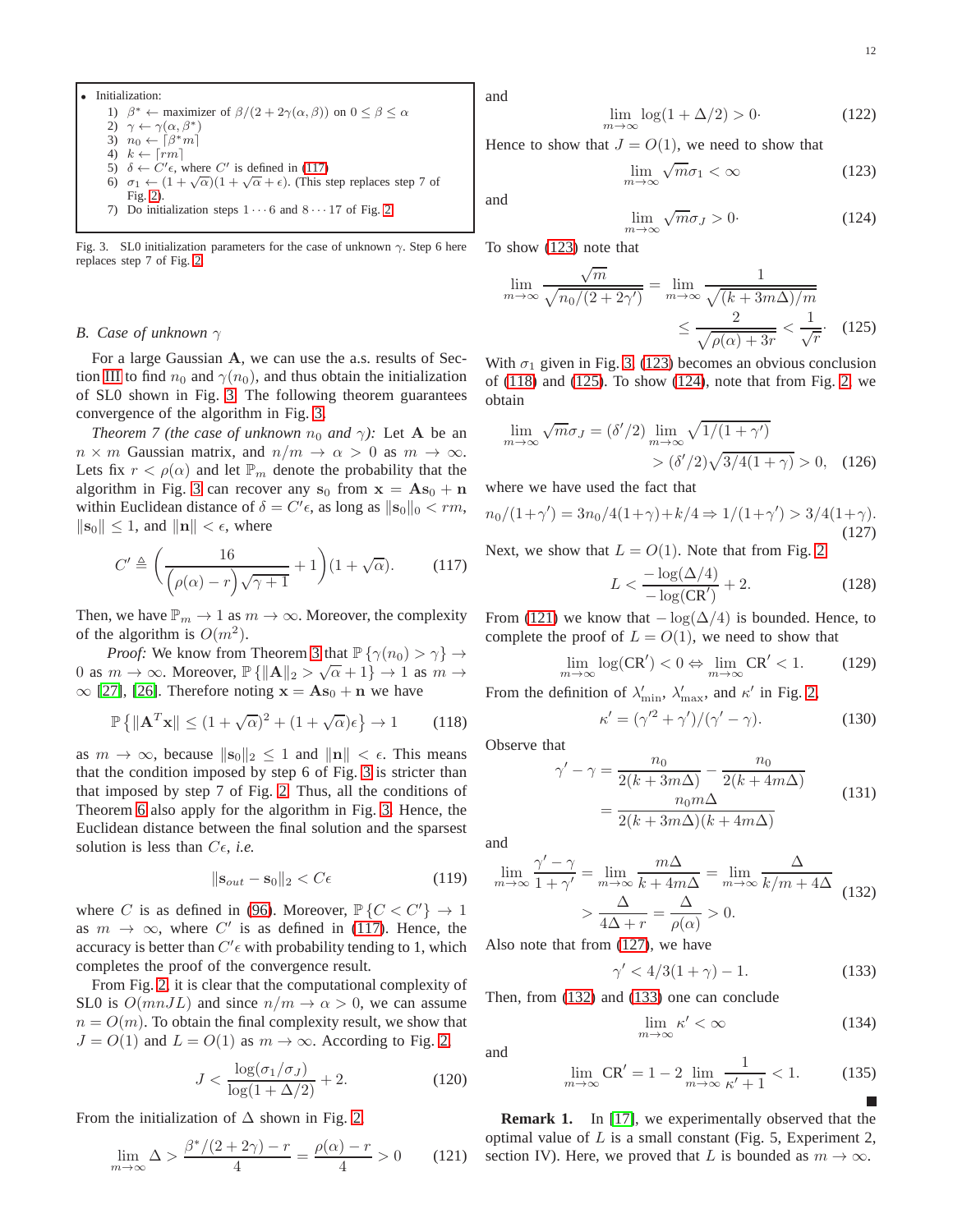- Initialization:
  1) $\beta^* \leftarrow$ maximizer of $\beta/(2+2\gamma(\alpha,\beta))$ on $0 \le \beta \le \alpha$
  2) $\gamma \leftarrow \gamma(\alpha, \beta^*)$
  3) $n_0 \leftarrow \lceil \beta^* m \rceil$
  4) $k \leftarrow \lceil rm \rceil$
  5) $\delta \leftarrow C'\epsilon$, where $C'$ is defined in (117)
  6) $\sigma_1 \leftarrow (1+\sqrt{\alpha})(1+\sqrt{\alpha}+\epsilon)$. (This step replaces step 7 of Fig. 2).
  7) Do initialization steps $1 \cdots 6$ and $8 \cdots 17$ of Fig. 2

Fig. 3. SL0 initialization parameters for the case of unknown $\gamma$. Step 6 here replaces step 7 of Fig. 2

### B. Case of unknown $\gamma$

For a large Gaussian $\mathbf{A}$, we can use the a.s. results of Section III to find $n_0$ and $\gamma(n_0)$, and thus obtain the initialization of SL0 shown in Fig. 3. The following theorem guarantees convergence of the algorithm in Fig. 3.

*Theorem 7 (the case of unknown $n_0$ and $\gamma$):* Let $\mathbf{A}$ be an $n \times m$ Gaussian matrix, and $n/m \to \alpha > 0$ as $m \to \infty$. Lets fix $r < \rho(\alpha)$ and let $\mathbb{P}_m$ denote the probability that the algorithm in Fig. 3 can recover any $\mathbf{s}_0$ from $\mathbf{x} = \mathbf{A}\mathbf{s}_0 + \mathbf{n}$ within Euclidean distance of $\delta = C'\epsilon$, as long as $\|\mathbf{s}_0\|_0 < rm$, $\|\mathbf{s}_0\| \le 1$, and $\|\mathbf{n}\| < \epsilon$, where

$$C' \triangleq \left(\frac{16}{\big(\rho(\alpha)-r\big)\sqrt{\gamma+1}} + 1\right)(1+\sqrt{\alpha}). \tag{117}$$

Then, we have $\mathbb{P}_m \to 1$ as $m \to \infty$. Moreover, the complexity of the algorithm is $O(m^2)$.

*Proof:* We know from Theorem 3 that $\mathbb{P}\{\gamma(n_0) > \gamma\} \to 0$ as $m \to \infty$. Moreover, $\mathbb{P}\{\|\mathbf{A}\|_2 > \sqrt{\alpha}+1\} \to 1$ as $m \to \infty$ [27], [26]. Therefore noting $\mathbf{x} = \mathbf{A}\mathbf{s}_0 + \mathbf{n}$ we have

$$\mathbb{P}\left\{\|\mathbf{A}^T\mathbf{x}\| \le (1+\sqrt{\alpha})^2 + (1+\sqrt{\alpha})\epsilon\right\} \to 1 \tag{118}$$

as $m \to \infty$, because $\|\mathbf{s}_0\|_2 \le 1$ and $\|\mathbf{n}\| < \epsilon$. This means that the condition imposed by step 6 of Fig. 3 is stricter than that imposed by step 7 of Fig. 2. Thus, all the conditions of Theorem 6 also apply for the algorithm in Fig. 3. Hence, the Euclidean distance between the final solution and the sparsest solution is less than $C\epsilon$, *i.e.*

$$\|\mathbf{s}_{out} - \mathbf{s}_0\|_2 < C\epsilon \tag{119}$$

where $C$ is as defined in (96). Moreover, $\mathbb{P}\{C < C'\} \to 1$ as $m \to \infty$, where $C'$ is as defined in (117). Hence, the accuracy is better than $C'\epsilon$ with probability tending to 1, which completes the proof of the convergence result.

From Fig. 2, it is clear that the computational complexity of SL0 is $O(mnJL)$ and since $n/m \to \alpha > 0$, we can assume $n = O(m)$. To obtain the final complexity result, we show that $J = O(1)$ and $L = O(1)$ as $m \to \infty$. According to Fig. 2,

$$J < \frac{\log(\sigma_1/\sigma_J)}{\log(1+\Delta/2)} + 2. \tag{120}$$

From the initialization of $\Delta$ shown in Fig. 2

$$\lim_{m\to\infty} \Delta > \frac{\beta^*/(2+2\gamma) - r}{4} = \frac{\rho(\alpha) - r}{4} > 0 \tag{121}$$

and

$$\lim_{m\to\infty} \log(1+\Delta/2) > 0\cdot \tag{122}$$

Hence to show that $J = O(1)$, we need to show that

$$\lim_{m\to\infty} \sqrt{m}\sigma_1 < \infty \tag{123}$$

and

$$\lim_{m\to\infty} \sqrt{m}\sigma_J > 0\cdot \tag{124}$$

To show (123) note that

$$\begin{aligned} \lim_{m\to\infty} \frac{\sqrt{m}}{\sqrt{n_0/(2+2\gamma')}} &= \lim_{m\to\infty} \frac{1}{\sqrt{(k+3m\Delta)/m}} \\ &\le \frac{2}{\sqrt{\rho(\alpha)+3r}} < \frac{1}{\sqrt{r}}\cdot \end{aligned} \tag{125}$$

With $\sigma_1$ given in Fig. 3, (123) becomes an obvious conclusion of (118) and (125). To show (124), note that from Fig. 2, we obtain

$$\begin{aligned} \lim_{m\to\infty} \sqrt{m}\sigma_J &= (\delta'/2) \lim_{m\to\infty} \sqrt{1/(1+\gamma')} \\ &> (\delta'/2)\sqrt{3/4(1+\gamma)} > 0, \end{aligned} \tag{126}$$

where we have used the fact that

$$n_0/(1+\gamma') = 3n_0/4(1+\gamma) + k/4 \Rightarrow 1/(1+\gamma') > 3/4(1+\gamma). \tag{127}$$

Next, we show that $L = O(1)$. Note that from Fig. 2

$$L < \frac{-\log(\Delta/4)}{-\log(\mathrm{CR}')} + 2. \tag{128}$$

From (121) we know that $-\log(\Delta/4)$ is bounded. Hence, to complete the proof of $L = O(1)$, we need to show that

$$\lim_{m\to\infty} \log(\mathrm{CR}') < 0 \Leftrightarrow \lim_{m\to\infty} \mathrm{CR}' < 1. \tag{129}$$

From the definition of $\lambda'_{\min}$, $\lambda'_{\max}$, and $\kappa'$ in Fig. 2,

$$\kappa' = (\gamma'^2 + \gamma')/(\gamma' - \gamma). \tag{130}$$

Observe that

$$\begin{aligned} \gamma' - \gamma &= \frac{n_0}{2(k+3m\Delta)} - \frac{n_0}{2(k+4m\Delta)} \\ &= \frac{n_0 m\Delta}{2(k+3m\Delta)(k+4m\Delta)} \end{aligned} \tag{131}$$

and

$$\begin{aligned} \lim_{m\to\infty} \frac{\gamma'-\gamma}{1+\gamma'} &= \lim_{m\to\infty} \frac{m\Delta}{k+4m\Delta} = \lim_{m\to\infty} \frac{\Delta}{k/m+4\Delta} \\ &> \frac{\Delta}{4\Delta + r} = \frac{\Delta}{\rho(\alpha)} > 0. \end{aligned} \tag{132}$$

Also note that from (127), we have

$$\gamma' < 4/3(1+\gamma) - 1. \tag{133}$$

Then, from (132) and (133) one can conclude

$$\lim_{m\to\infty} \kappa' < \infty \tag{134}$$

and

$$\lim_{m\to\infty} \mathrm{CR}' = 1 - 2\lim_{m\to\infty} \frac{1}{\kappa'+1} < 1. \tag{135}$$

■

**Remark 1.** In [17], we experimentally observed that the optimal value of $L$ is a small constant (Fig. 5, Experiment 2, section IV). Here, we proved that $L$ is bounded as $m \to \infty$.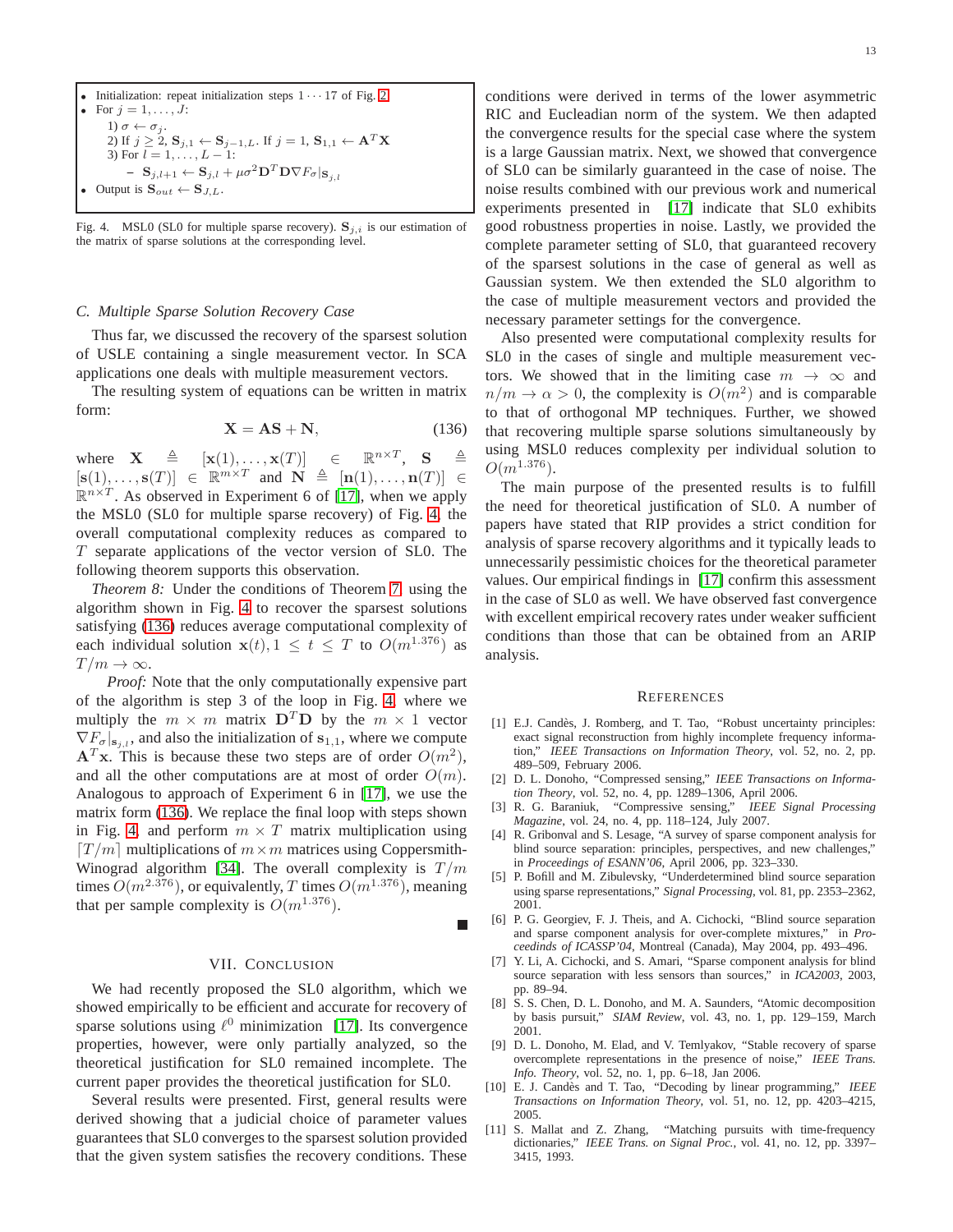- Initialization: repeat initialization steps $1 \cdots 17$ of Fig. 2.
- For $j = 1, \ldots, J$:
  1) $\sigma \leftarrow \sigma_j$.
  2) If $j \geq 2$, $\mathbf{S}_{j,1} \leftarrow \mathbf{S}_{j-1,L}$. If $j = 1$, $\mathbf{S}_{1,1} \leftarrow \mathbf{A}^T\mathbf{X}$
  3) For $l = 1, \ldots, L-1$:
     - $\mathbf{S}_{j,l+1} \leftarrow \mathbf{S}_{j,l} + \mu\sigma^2\mathbf{D}^T\mathbf{D}\nabla F_\sigma|_{\mathbf{S}_{j,l}}$
- Output is $\mathbf{S}_{out} \leftarrow \mathbf{S}_{J,L}$.

Fig. 4. MSL0 (SL0 for multiple sparse recovery). $\mathbf{S}_{j,i}$ is our estimation of the matrix of sparse solutions at the corresponding level.

### C. Multiple Sparse Solution Recovery Case

Thus far, we discussed the recovery of the sparsest solution of USLE containing a single measurement vector. In SCA applications one deals with multiple measurement vectors.

The resulting system of equations can be written in matrix form:

$$\mathbf{X} = \mathbf{A}\mathbf{S} + \mathbf{N}, \tag{136}$$

where $\mathbf{X} \triangleq [\mathbf{x}(1), \ldots, \mathbf{x}(T)] \in \mathbb{R}^{n\times T}$, $\mathbf{S} \triangleq [\mathbf{s}(1), \ldots, \mathbf{s}(T)] \in \mathbb{R}^{m\times T}$ and $\mathbf{N} \triangleq [\mathbf{n}(1), \ldots, \mathbf{n}(T)] \in \mathbb{R}^{n\times T}$. As observed in Experiment 6 of [17], when we apply the MSL0 (SL0 for multiple sparse recovery) of Fig. 4, the overall computational complexity reduces as compared to $T$ separate applications of the vector version of SL0. The following theorem supports this observation.

*Theorem 8:* Under the conditions of Theorem 7, using the algorithm shown in Fig. 4 to recover the sparsest solutions satisfying (136) reduces average computational complexity of each individual solution $\mathbf{x}(t), 1 \leq t \leq T$ to $O(m^{1.376})$ as $T/m \to \infty$.

*Proof:* Note that the only computationally expensive part of the algorithm is step 3 of the loop in Fig. 4, where we multiply the $m \times m$ matrix $\mathbf{D}^T\mathbf{D}$ by the $m \times 1$ vector $\nabla F_\sigma|_{\mathbf{s}_{j,l}}$, and also the initialization of $\mathbf{s}_{1,1}$, where we compute $\mathbf{A}^T\mathbf{x}$. This is because these two steps are of order $O(m^2)$, and all the other computations are at most of order $O(m)$. Analogous to approach of Experiment 6 in [17], we use the matrix form (136). We replace the final loop with steps shown in Fig. 4, and perform $m \times T$ matrix multiplication using $\lceil T/m \rceil$ multiplications of $m \times m$ matrices using Coppersmith-Winograd algorithm [34]. The overall complexity is $T/m$ times $O(m^{2.376})$, or equivalently, $T$ times $O(m^{1.376})$, meaning that per sample complexity is $O(m^{1.376})$. ∎

## VII. Conclusion

We had recently proposed the SL0 algorithm, which we showed empirically to be efficient and accurate for recovery of sparse solutions using $\ell^0$ minimization [17]. Its convergence properties, however, were only partially analyzed, so the theoretical justification for SL0 remained incomplete. The current paper provides the theoretical justification for SL0.

Several results were presented. First, general results were derived showing that a judicial choice of parameter values guarantees that SL0 converges to the sparsest solution provided that the given system satisfies the recovery conditions. These conditions were derived in terms of the lower asymmetric RIC and Eucleadian norm of the system. We then adapted the convergence results for the special case where the system is a large Gaussian matrix. Next, we showed that convergence of SL0 can be similarly guaranteed in the case of noise. The noise results combined with our previous work and numerical experiments presented in [17] indicate that SL0 exhibits good robustness properties in noise. Lastly, we provided the complete parameter setting of SL0, that guaranteed recovery of the sparsest solutions in the case of general as well as Gaussian system. We then extended the SL0 algorithm to the case of multiple measurement vectors and provided the necessary parameter settings for the convergence.

Also presented were computational complexity results for SL0 in the cases of single and multiple measurement vectors. We showed that in the limiting case $m \to \infty$ and $n/m \to \alpha > 0$, the complexity is $O(m^2)$ and is comparable to that of orthogonal MP techniques. Further, we showed that recovering multiple sparse solutions simultaneously by using MSL0 reduces complexity per individual solution to $O(m^{1.376})$.

The main purpose of the presented results is to fulfill the need for theoretical justification of SL0. A number of papers have stated that RIP provides a strict condition for analysis of sparse recovery algorithms and it typically leads to unnecessarily pessimistic choices for the theoretical parameter values. Our empirical findings in [17] confirm this assessment in the case of SL0 as well. We have observed fast convergence with excellent empirical recovery rates under weaker sufficient conditions than those that can be obtained from an ARIP analysis.

## References

[1] E.J. Candès, J. Romberg, and T. Tao, "Robust uncertainty principles: exact signal reconstruction from highly incomplete frequency information," *IEEE Transactions on Information Theory*, vol. 52, no. 2, pp. 489–509, February 2006.

[2] D. L. Donoho, "Compressed sensing," *IEEE Transactions on Information Theory*, vol. 52, no. 4, pp. 1289–1306, April 2006.

[3] R. G. Baraniuk, "Compressive sensing," *IEEE Signal Processing Magazine*, vol. 24, no. 4, pp. 118–124, July 2007.

[4] R. Gribonval and S. Lesage, "A survey of sparse component analysis for blind source separation: principles, perspectives, and new challenges," in *Proceedings of ESANN'06*, April 2006, pp. 323–330.

[5] P. Bofill and M. Zibulevsky, "Underdetermined blind source separation using sparse representations," *Signal Processing*, vol. 81, pp. 2353–2362, 2001.

[6] P. G. Georgiev, F. J. Theis, and A. Cichocki, "Blind source separation and sparse component analysis for over-complete mixtures," in *Proceedinds of ICASSP'04*, Montreal (Canada), May 2004, pp. 493–496.

[7] Y. Li, A. Cichocki, and S. Amari, "Sparse component analysis for blind source separation with less sensors than sources," in *ICA2003*, 2003, pp. 89–94.

[8] S. S. Chen, D. L. Donoho, and M. A. Saunders, "Atomic decomposition by basis pursuit," *SIAM Review*, vol. 43, no. 1, pp. 129–159, March 2001.

[9] D. L. Donoho, M. Elad, and V. Temlyakov, "Stable recovery of sparse overcomplete representations in the presence of noise," *IEEE Trans. Info. Theory*, vol. 52, no. 1, pp. 6–18, Jan 2006.

[10] E. J. Candès and T. Tao, "Decoding by linear programming," *IEEE Transactions on Information Theory*, vol. 51, no. 12, pp. 4203–4215, 2005.

[11] S. Mallat and Z. Zhang, "Matching pursuits with time-frequency dictionaries," *IEEE Trans. on Signal Proc.*, vol. 41, no. 12, pp. 3397–3415, 1993.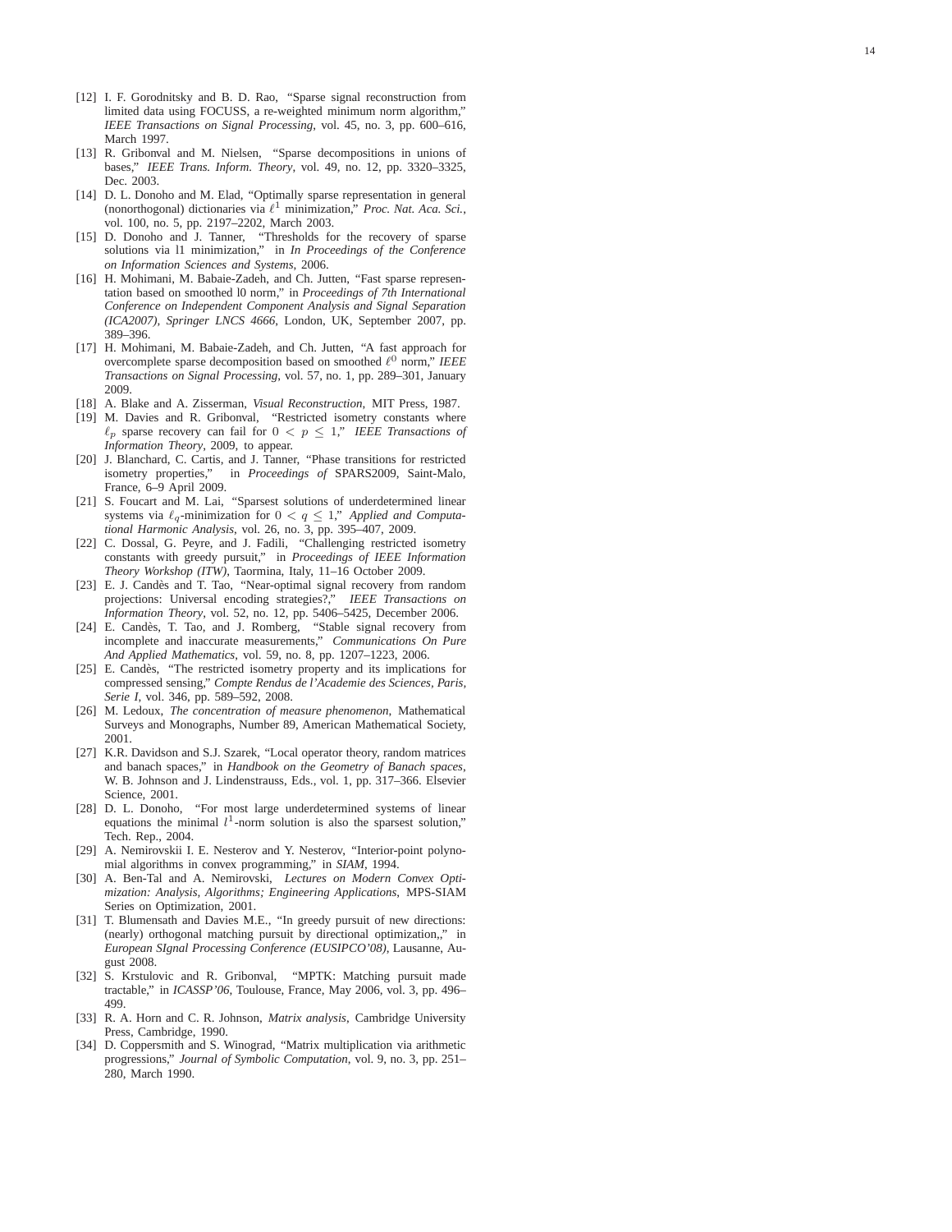[12] I. F. Gorodnitsky and B. D. Rao, "Sparse signal reconstruction from limited data using FOCUSS, a re-weighted minimum norm algorithm," *IEEE Transactions on Signal Processing*, vol. 45, no. 3, pp. 600–616, March 1997.

[13] R. Gribonval and M. Nielsen, "Sparse decompositions in unions of bases," *IEEE Trans. Inform. Theory*, vol. 49, no. 12, pp. 3320–3325, Dec. 2003.

[14] D. L. Donoho and M. Elad, "Optimally sparse representation in general (nonorthogonal) dictionaries via $\ell^1$ minimization," *Proc. Nat. Aca. Sci.*, vol. 100, no. 5, pp. 2197–2202, March 2003.

[15] D. Donoho and J. Tanner, "Thresholds for the recovery of sparse solutions via l1 minimization," in *In Proceedings of the Conference on Information Sciences and Systems*, 2006.

[16] H. Mohimani, M. Babaie-Zadeh, and Ch. Jutten, "Fast sparse representation based on smoothed l0 norm," in *Proceedings of 7th International Conference on Independent Component Analysis and Signal Separation (ICA2007), Springer LNCS 4666*, London, UK, September 2007, pp. 389–396.

[17] H. Mohimani, M. Babaie-Zadeh, and Ch. Jutten, "A fast approach for overcomplete sparse decomposition based on smoothed $\ell^0$ norm," *IEEE Transactions on Signal Processing*, vol. 57, no. 1, pp. 289–301, January 2009.

[18] A. Blake and A. Zisserman, *Visual Reconstruction*, MIT Press, 1987.

[19] M. Davies and R. Gribonval, "Restricted isometry constants where $\ell_p$ sparse recovery can fail for $0 < p \leq 1$," *IEEE Transactions of Information Theory*, 2009, to appear.

[20] J. Blanchard, C. Cartis, and J. Tanner, "Phase transitions for restricted isometry properties," in *Proceedings of* SPARS2009, Saint-Malo, France, 6–9 April 2009.

[21] S. Foucart and M. Lai, "Sparsest solutions of underdetermined linear systems via $\ell_q$-minimization for $0 < q \leq 1$," *Applied and Computational Harmonic Analysis*, vol. 26, no. 3, pp. 395–407, 2009.

[22] C. Dossal, G. Peyre, and J. Fadili, "Challenging restricted isometry constants with greedy pursuit," in *Proceedings of IEEE Information Theory Workshop (ITW)*, Taormina, Italy, 11–16 October 2009.

[23] E. J. Candès and T. Tao, "Near-optimal signal recovery from random projections: Universal encoding strategies?," *IEEE Transactions on Information Theory*, vol. 52, no. 12, pp. 5406–5425, December 2006.

[24] E. Candès, T. Tao, and J. Romberg, "Stable signal recovery from incomplete and inaccurate measurements," *Communications On Pure And Applied Mathematics*, vol. 59, no. 8, pp. 1207–1223, 2006.

[25] E. Candès, "The restricted isometry property and its implications for compressed sensing," *Compte Rendus de l'Academie des Sciences, Paris, Serie I*, vol. 346, pp. 589–592, 2008.

[26] M. Ledoux, *The concentration of measure phenomenon*, Mathematical Surveys and Monographs, Number 89, American Mathematical Society, 2001.

[27] K.R. Davidson and S.J. Szarek, "Local operator theory, random matrices and banach spaces," in *Handbook on the Geometry of Banach spaces*, W. B. Johnson and J. Lindenstrauss, Eds., vol. 1, pp. 317–366. Elsevier Science, 2001.

[28] D. L. Donoho, "For most large underdetermined systems of linear equations the minimal $l^1$-norm solution is also the sparsest solution," Tech. Rep., 2004.

[29] A. Nemirovskii I. E. Nesterov and Y. Nesterov, "Interior-point polynomial algorithms in convex programming," in *SIAM*, 1994.

[30] A. Ben-Tal and A. Nemirovski, *Lectures on Modern Convex Optimization: Analysis, Algorithms; Engineering Applications*, MPS-SIAM Series on Optimization, 2001.

[31] T. Blumensath and Davies M.E., "In greedy pursuit of new directions: (nearly) orthogonal matching pursuit by directional optimization,," in *European SIgnal Processing Conference (EUSIPCO'08)*, Lausanne, August 2008.

[32] S. Krstulovic and R. Gribonval, "MPTK: Matching pursuit made tractable," in *ICASSP'06*, Toulouse, France, May 2006, vol. 3, pp. 496–499.

[33] R. A. Horn and C. R. Johnson, *Matrix analysis*, Cambridge University Press, Cambridge, 1990.

[34] D. Coppersmith and S. Winograd, "Matrix multiplication via arithmetic progressions," *Journal of Symbolic Computation*, vol. 9, no. 3, pp. 251–280, March 1990.